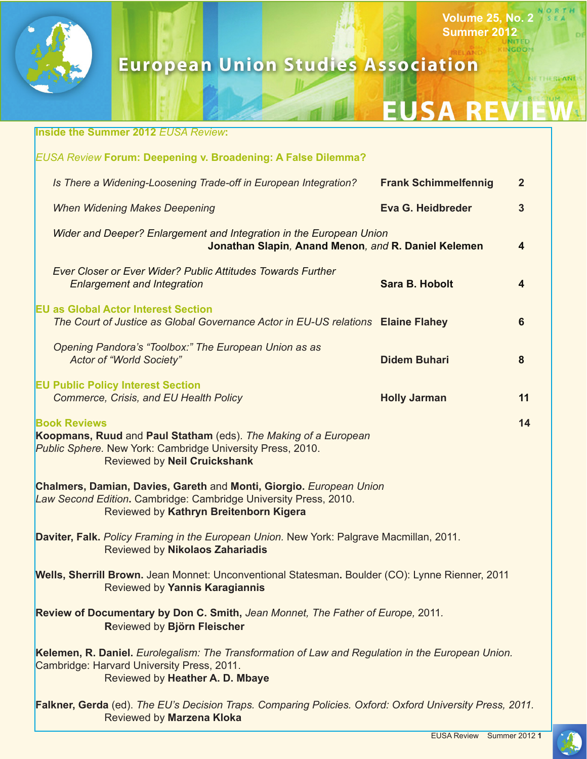# European Union Studies Association

## EUSA REVIEW

Volume 25, No. 2
Summer 2012

### Inside the Summer 2012 *EUSA Review*:

#### *EUSA Review* Forum: Deepening v. Broadening: A False Dilemma?

| | | |
|---|---|---|
| *Is There a Widening-Loosening Trade-off in European Integration?* | **Frank Schimmelfennig** | 2 |
| *When Widening Makes Deepening* | **Eva G. Heidbreder** | 3 |
| *Wider and Deeper? Enlargement and Integration in the European Union* | **Jonathan Slapin**, **Anand Menon**, *and* **R. Daniel Kelemen** | 4 |
| *Ever Closer or Ever Wider? Public Attitudes Towards Further Enlargement and Integration* | **Sara B. Hobolt** | 4 |

#### EU as Global Actor Interest Section

| | | |
|---|---|---|
| *The Court of Justice as Global Governance Actor in EU-US relations* | **Elaine Flahey** | 6 |
| *Opening Pandora's "Toolbox:" The European Union as as Actor of "World Society"* | **Didem Buhari** | 8 |

#### EU Public Policy Interest Section

| | | |
|---|---|---|
| *Commerce, Crisis, and EU Health Policy* | **Holly Jarman** | 11 |

#### Book Reviews — 14

**Koopmans, Ruud** and **Paul Statham** (eds). *The Making of a European Public Sphere.* New York: Cambridge University Press, 2010.
Reviewed by **Neil Cruickshank**

**Chalmers, Damian, Davies, Gareth** and **Monti, Giorgio.** *European Union Law Second Edition***.** Cambridge: Cambridge University Press, 2010.
Reviewed by **Kathryn Breitenborn Kigera**

**Daviter, Falk.** *Policy Framing in the European Union.* New York: Palgrave Macmillan, 2011.
Reviewed by **Nikolaos Zahariadis**

**Wells, Sherrill Brown.** Jean Monnet: Unconventional Statesman**.** Boulder (CO): Lynne Rienner, 2011
Reviewed by **Yannis Karagiannis**

**Review of Documentary by Don C. Smith,** *Jean Monnet, The Father of Europe,* 2011.
Reviewed by **Björn Fleischer**

**Kelemen, R. Daniel.** *Eurolegalism: The Transformation of Law and Regulation in the European Union.* Cambridge: Harvard University Press, 2011.
Reviewed by **Heather A. D. Mbaye**

**Falkner, Gerda** (ed). *The EU's Decision Traps. Comparing Policies. Oxford: Oxford University Press, 2011.*
Reviewed by **Marzena Kloka**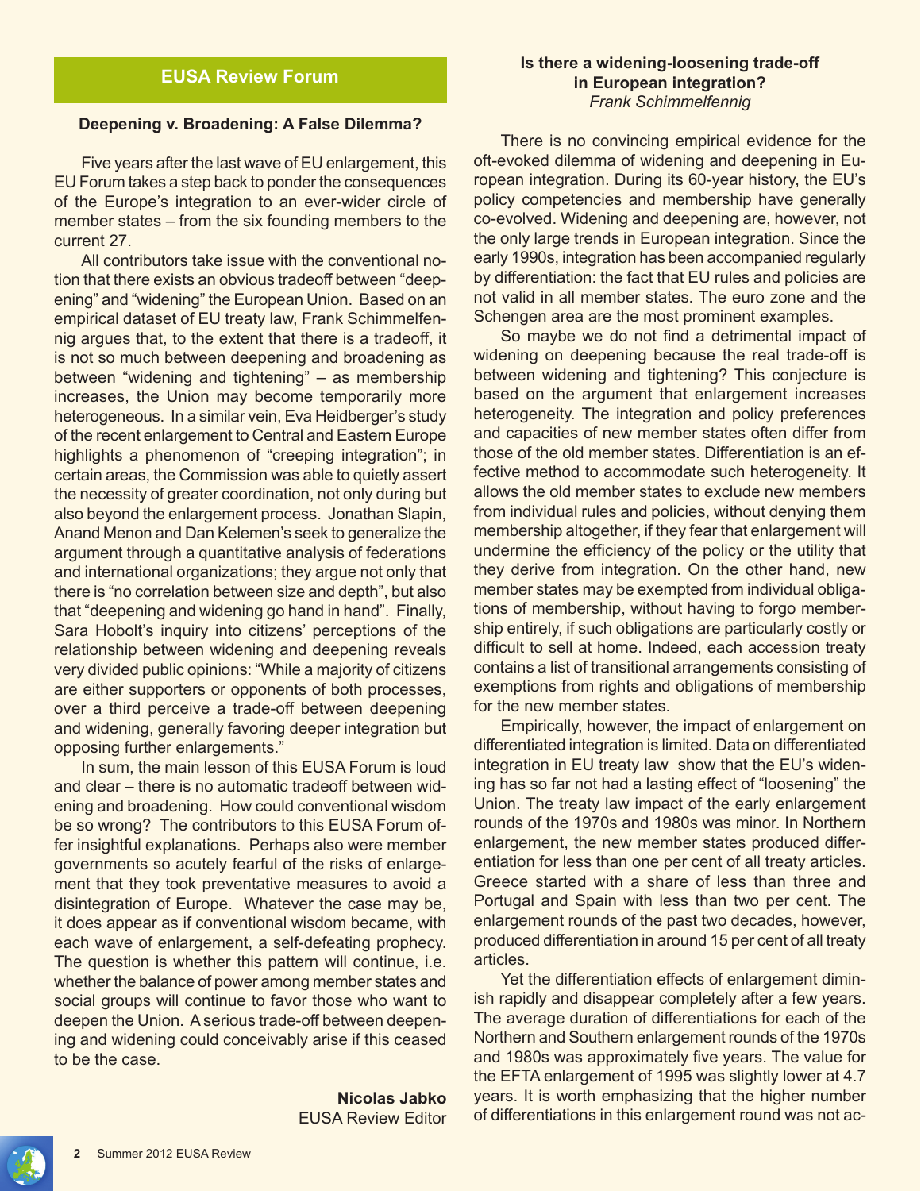## EUSA Review Forum

### Deepening v. Broadening: A False Dilemma?

Five years after the last wave of EU enlargement, this EU Forum takes a step back to ponder the consequences of the Europe's integration to an ever-wider circle of member states – from the six founding members to the current 27.

All contributors take issue with the conventional notion that there exists an obvious tradeoff between "deepening" and "widening" the European Union. Based on an empirical dataset of EU treaty law, Frank Schimmelfennig argues that, to the extent that there is a tradeoff, it is not so much between deepening and broadening as between "widening and tightening" – as membership increases, the Union may become temporarily more heterogeneous. In a similar vein, Eva Heidberger's study of the recent enlargement to Central and Eastern Europe highlights a phenomenon of "creeping integration"; in certain areas, the Commission was able to quietly assert the necessity of greater coordination, not only during but also beyond the enlargement process. Jonathan Slapin, Anand Menon and Dan Kelemen's seek to generalize the argument through a quantitative analysis of federations and international organizations; they argue not only that there is "no correlation between size and depth", but also that "deepening and widening go hand in hand". Finally, Sara Hobolt's inquiry into citizens' perceptions of the relationship between widening and deepening reveals very divided public opinions: "While a majority of citizens are either supporters or opponents of both processes, over a third perceive a trade-off between deepening and widening, generally favoring deeper integration but opposing further enlargements."

In sum, the main lesson of this EUSA Forum is loud and clear – there is no automatic tradeoff between widening and broadening. How could conventional wisdom be so wrong? The contributors to this EUSA Forum offer insightful explanations. Perhaps also were member governments so acutely fearful of the risks of enlargement that they took preventative measures to avoid a disintegration of Europe. Whatever the case may be, it does appear as if conventional wisdom became, with each wave of enlargement, a self-defeating prophecy. The question is whether this pattern will continue, i.e. whether the balance of power among member states and social groups will continue to favor those who want to deepen the Union. A serious trade-off between deepening and widening could conceivably arise if this ceased to be the case.

**Nicolas Jabko**
EUSA Review Editor

### Is there a widening-loosening trade-off in European integration?

*Frank Schimmelfennig*

There is no convincing empirical evidence for the oft-evoked dilemma of widening and deepening in European integration. During its 60-year history, the EU's policy competencies and membership have generally co-evolved. Widening and deepening are, however, not the only large trends in European integration. Since the early 1990s, integration has been accompanied regularly by differentiation: the fact that EU rules and policies are not valid in all member states. The euro zone and the Schengen area are the most prominent examples.

So maybe we do not find a detrimental impact of widening on deepening because the real trade-off is between widening and tightening? This conjecture is based on the argument that enlargement increases heterogeneity. The integration and policy preferences and capacities of new member states often differ from those of the old member states. Differentiation is an effective method to accommodate such heterogeneity. It allows the old member states to exclude new members from individual rules and policies, without denying them membership altogether, if they fear that enlargement will undermine the efficiency of the policy or the utility that they derive from integration. On the other hand, new member states may be exempted from individual obligations of membership, without having to forgo membership entirely, if such obligations are particularly costly or difficult to sell at home. Indeed, each accession treaty contains a list of transitional arrangements consisting of exemptions from rights and obligations of membership for the new member states.

Empirically, however, the impact of enlargement on differentiated integration is limited. Data on differentiated integration in EU treaty law show that the EU's widening has so far not had a lasting effect of "loosening" the Union. The treaty law impact of the early enlargement rounds of the 1970s and 1980s was minor. In Northern enlargement, the new member states produced differentiation for less than one per cent of all treaty articles. Greece started with a share of less than three and Portugal and Spain with less than two per cent. The enlargement rounds of the past two decades, however, produced differentiation in around 15 per cent of all treaty articles.

Yet the differentiation effects of enlargement diminish rapidly and disappear completely after a few years. The average duration of differentiations for each of the Northern and Southern enlargement rounds of the 1970s and 1980s was approximately five years. The value for the EFTA enlargement of 1995 was slightly lower at 4.7 years. It is worth emphasizing that the higher number of differentiations in this enlargement round was not ac-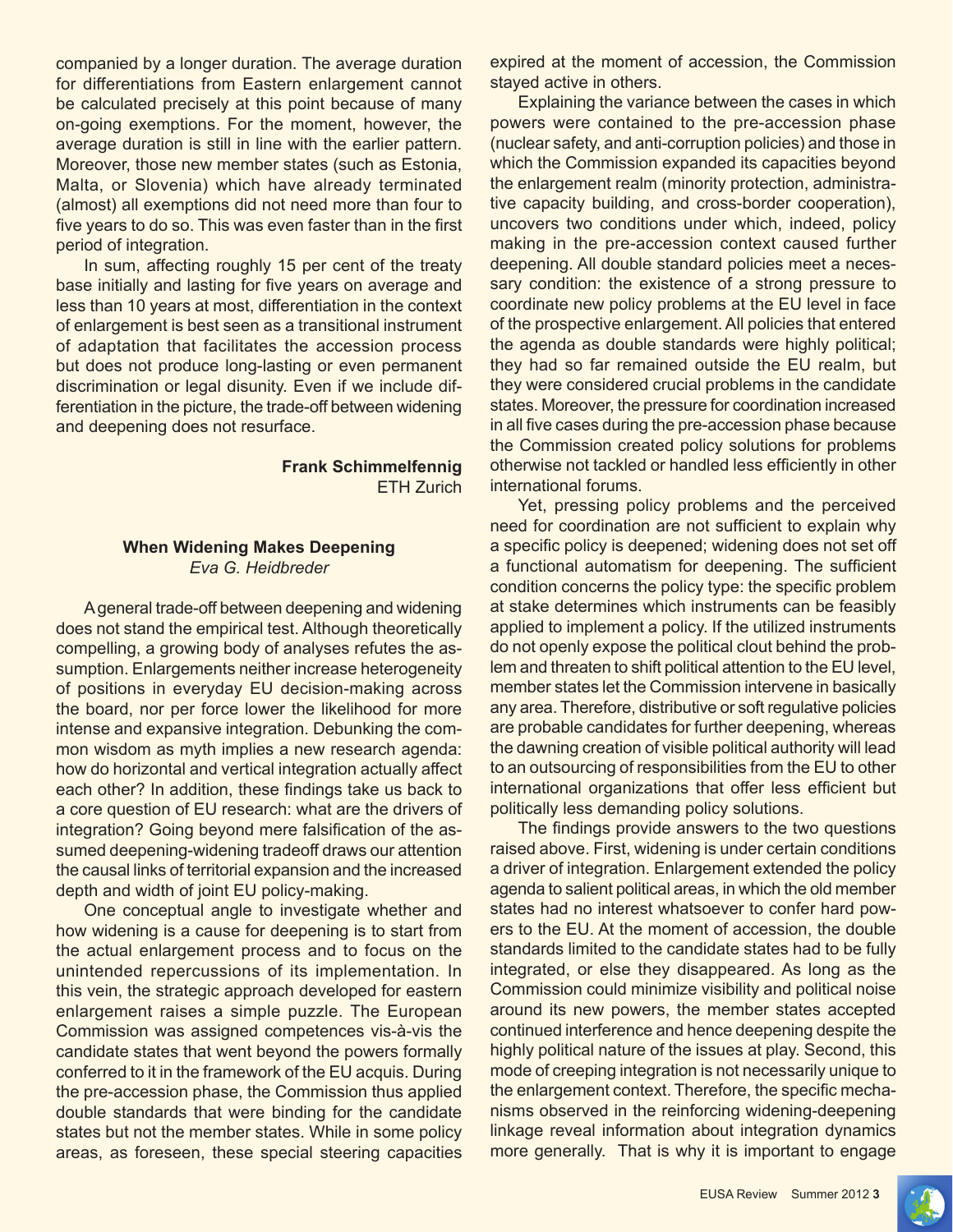companied by a longer duration. The average duration for differentiations from Eastern enlargement cannot be calculated precisely at this point because of many on-going exemptions. For the moment, however, the average duration is still in line with the earlier pattern. Moreover, those new member states (such as Estonia, Malta, or Slovenia) which have already terminated (almost) all exemptions did not need more than four to five years to do so. This was even faster than in the first period of integration.

In sum, affecting roughly 15 per cent of the treaty base initially and lasting for five years on average and less than 10 years at most, differentiation in the context of enlargement is best seen as a transitional instrument of adaptation that facilitates the accession process but does not produce long-lasting or even permanent discrimination or legal disunity. Even if we include differentiation in the picture, the trade-off between widening and deepening does not resurface.

**Frank Schimmelfennig**
ETH Zurich

### When Widening Makes Deepening
*Eva G. Heidbreder*

A general trade-off between deepening and widening does not stand the empirical test. Although theoretically compelling, a growing body of analyses refutes the assumption. Enlargements neither increase heterogeneity of positions in everyday EU decision-making across the board, nor per force lower the likelihood for more intense and expansive integration. Debunking the common wisdom as myth implies a new research agenda: how do horizontal and vertical integration actually affect each other? In addition, these findings take us back to a core question of EU research: what are the drivers of integration? Going beyond mere falsification of the assumed deepening-widening tradeoff draws our attention the causal links of territorial expansion and the increased depth and width of joint EU policy-making.

One conceptual angle to investigate whether and how widening is a cause for deepening is to start from the actual enlargement process and to focus on the unintended repercussions of its implementation. In this vein, the strategic approach developed for eastern enlargement raises a simple puzzle. The European Commission was assigned competences vis-à-vis the candidate states that went beyond the powers formally conferred to it in the framework of the EU acquis. During the pre-accession phase, the Commission thus applied double standards that were binding for the candidate states but not the member states. While in some policy areas, as foreseen, these special steering capacities expired at the moment of accession, the Commission stayed active in others.

Explaining the variance between the cases in which powers were contained to the pre-accession phase (nuclear safety, and anti-corruption policies) and those in which the Commission expanded its capacities beyond the enlargement realm (minority protection, administrative capacity building, and cross-border cooperation), uncovers two conditions under which, indeed, policy making in the pre-accession context caused further deepening. All double standard policies meet a necessary condition: the existence of a strong pressure to coordinate new policy problems at the EU level in face of the prospective enlargement. All policies that entered the agenda as double standards were highly political; they had so far remained outside the EU realm, but they were considered crucial problems in the candidate states. Moreover, the pressure for coordination increased in all five cases during the pre-accession phase because the Commission created policy solutions for problems otherwise not tackled or handled less efficiently in other international forums.

Yet, pressing policy problems and the perceived need for coordination are not sufficient to explain why a specific policy is deepened; widening does not set off a functional automatism for deepening. The sufficient condition concerns the policy type: the specific problem at stake determines which instruments can be feasibly applied to implement a policy. If the utilized instruments do not openly expose the political clout behind the problem and threaten to shift political attention to the EU level, member states let the Commission intervene in basically any area. Therefore, distributive or soft regulative policies are probable candidates for further deepening, whereas the dawning creation of visible political authority will lead to an outsourcing of responsibilities from the EU to other international organizations that offer less efficient but politically less demanding policy solutions.

The findings provide answers to the two questions raised above. First, widening is under certain conditions a driver of integration. Enlargement extended the policy agenda to salient political areas, in which the old member states had no interest whatsoever to confer hard powers to the EU. At the moment of accession, the double standards limited to the candidate states had to be fully integrated, or else they disappeared. As long as the Commission could minimize visibility and political noise around its new powers, the member states accepted continued interference and hence deepening despite the highly political nature of the issues at play. Second, this mode of creeping integration is not necessarily unique to the enlargement context. Therefore, the specific mechanisms observed in the reinforcing widening-deepening linkage reveal information about integration dynamics more generally. That is why it is important to engage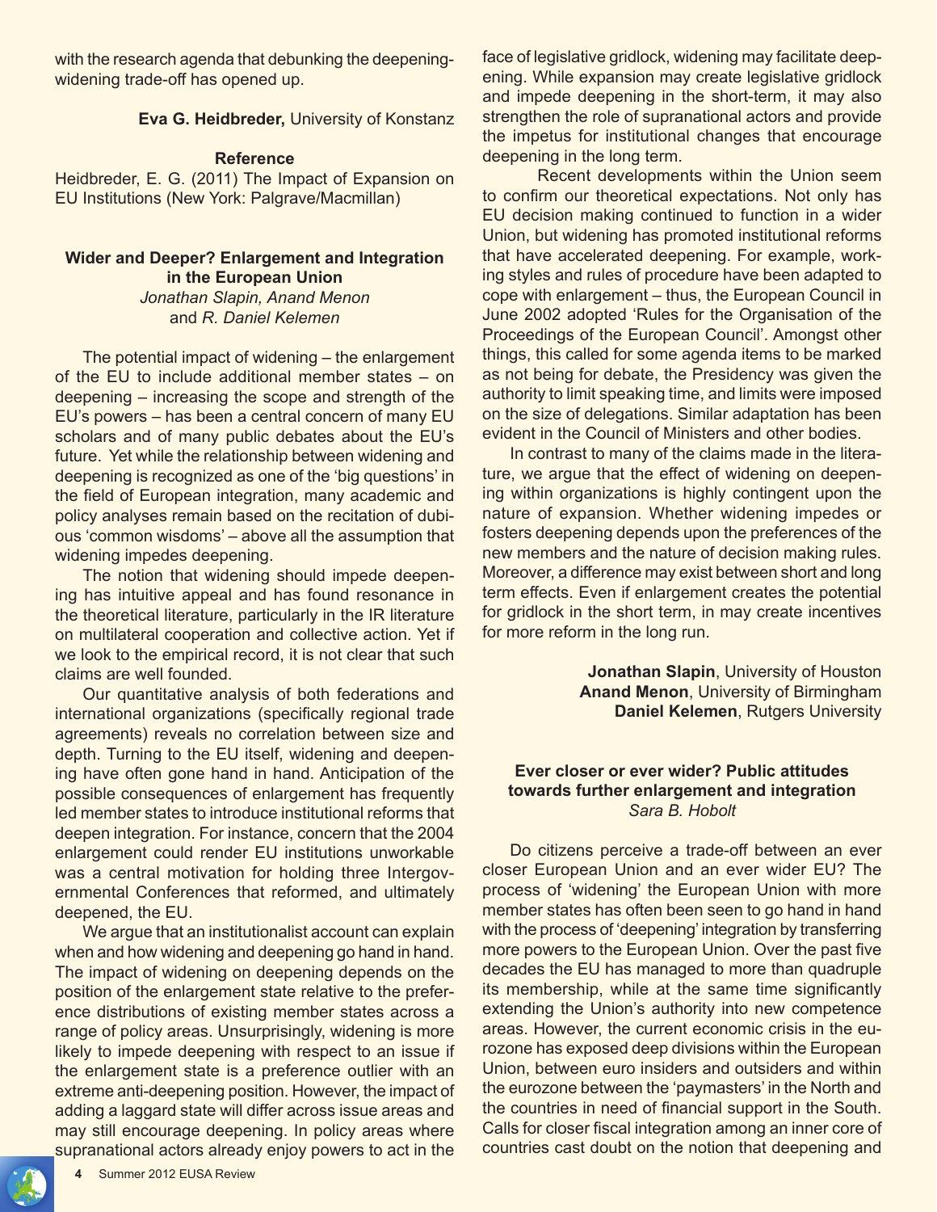with the research agenda that debunking the deepening-widening trade-off has opened up.

**Eva G. Heidbreder,** University of Konstanz

**Reference**

Heidbreder, E. G. (2011) The Impact of Expansion on EU Institutions (New York: Palgrave/Macmillan)

## Wider and Deeper? Enlargement and Integration in the European Union

*Jonathan Slapin, Anand Menon* and *R. Daniel Kelemen*

The potential impact of widening – the enlargement of the EU to include additional member states – on deepening – increasing the scope and strength of the EU's powers – has been a central concern of many EU scholars and of many public debates about the EU's future. Yet while the relationship between widening and deepening is recognized as one of the 'big questions' in the field of European integration, many academic and policy analyses remain based on the recitation of dubious 'common wisdoms' – above all the assumption that widening impedes deepening.

The notion that widening should impede deepening has intuitive appeal and has found resonance in the theoretical literature, particularly in the IR literature on multilateral cooperation and collective action. Yet if we look to the empirical record, it is not clear that such claims are well founded.

Our quantitative analysis of both federations and international organizations (specifically regional trade agreements) reveals no correlation between size and depth. Turning to the EU itself, widening and deepening have often gone hand in hand. Anticipation of the possible consequences of enlargement has frequently led member states to introduce institutional reforms that deepen integration. For instance, concern that the 2004 enlargement could render EU institutions unworkable was a central motivation for holding three Intergovernmental Conferences that reformed, and ultimately deepened, the EU.

We argue that an institutionalist account can explain when and how widening and deepening go hand in hand. The impact of widening on deepening depends on the position of the enlargement state relative to the preference distributions of existing member states across a range of policy areas. Unsurprisingly, widening is more likely to impede deepening with respect to an issue if the enlargement state is a preference outlier with an extreme anti-deepening position. However, the impact of adding a laggard state will differ across issue areas and may still encourage deepening. In policy areas where supranational actors already enjoy powers to act in the face of legislative gridlock, widening may facilitate deepening. While expansion may create legislative gridlock and impede deepening in the short-term, it may also strengthen the role of supranational actors and provide the impetus for institutional changes that encourage deepening in the long term.

Recent developments within the Union seem to confirm our theoretical expectations. Not only has EU decision making continued to function in a wider Union, but widening has promoted institutional reforms that have accelerated deepening. For example, working styles and rules of procedure have been adapted to cope with enlargement – thus, the European Council in June 2002 adopted 'Rules for the Organisation of the Proceedings of the European Council'. Amongst other things, this called for some agenda items to be marked as not being for debate, the Presidency was given the authority to limit speaking time, and limits were imposed on the size of delegations. Similar adaptation has been evident in the Council of Ministers and other bodies.

In contrast to many of the claims made in the literature, we argue that the effect of widening on deepening within organizations is highly contingent upon the nature of expansion. Whether widening impedes or fosters deepening depends upon the preferences of the new members and the nature of decision making rules. Moreover, a difference may exist between short and long term effects. Even if enlargement creates the potential for gridlock in the short term, in may create incentives for more reform in the long run.

**Jonathan Slapin**, University of Houston
**Anand Menon**, University of Birmingham
**Daniel Kelemen**, Rutgers University

## Ever closer or ever wider? Public attitudes towards further enlargement and integration

*Sara B. Hobolt*

Do citizens perceive a trade-off between an ever closer European Union and an ever wider EU? The process of 'widening' the European Union with more member states has often been seen to go hand in hand with the process of 'deepening' integration by transferring more powers to the European Union. Over the past five decades the EU has managed to more than quadruple its membership, while at the same time significantly extending the Union's authority into new competence areas. However, the current economic crisis in the eurozone has exposed deep divisions within the European Union, between euro insiders and outsiders and within the eurozone between the 'paymasters' in the North and the countries in need of financial support in the South. Calls for closer fiscal integration among an inner core of countries cast doubt on the notion that deepening and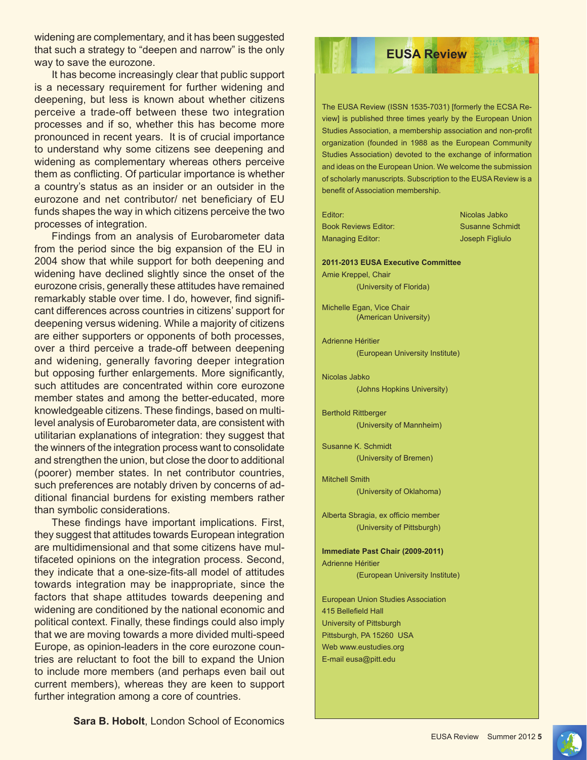widening are complementary, and it has been suggested that such a strategy to "deepen and narrow" is the only way to save the eurozone.

It has become increasingly clear that public support is a necessary requirement for further widening and deepening, but less is known about whether citizens perceive a trade-off between these two integration processes and if so, whether this has become more pronounced in recent years. It is of crucial importance to understand why some citizens see deepening and widening as complementary whereas others perceive them as conflicting. Of particular importance is whether a country's status as an insider or an outsider in the eurozone and net contributor/ net beneficiary of EU funds shapes the way in which citizens perceive the two processes of integration.

Findings from an analysis of Eurobarometer data from the period since the big expansion of the EU in 2004 show that while support for both deepening and widening have declined slightly since the onset of the eurozone crisis, generally these attitudes have remained remarkably stable over time. I do, however, find significant differences across countries in citizens' support for deepening versus widening. While a majority of citizens are either supporters or opponents of both processes, over a third perceive a trade-off between deepening and widening, generally favoring deeper integration but opposing further enlargements. More significantly, such attitudes are concentrated within core eurozone member states and among the better-educated, more knowledgeable citizens. These findings, based on multilevel analysis of Eurobarometer data, are consistent with utilitarian explanations of integration: they suggest that the winners of the integration process want to consolidate and strengthen the union, but close the door to additional (poorer) member states. In net contributor countries, such preferences are notably driven by concerns of additional financial burdens for existing members rather than symbolic considerations.

These findings have important implications. First, they suggest that attitudes towards European integration are multidimensional and that some citizens have multifaceted opinions on the integration process. Second, they indicate that a one-size-fits-all model of attitudes towards integration may be inappropriate, since the factors that shape attitudes towards deepening and widening are conditioned by the national economic and political context. Finally, these findings could also imply that we are moving towards a more divided multi-speed Europe, as opinion-leaders in the core eurozone countries are reluctant to foot the bill to expand the Union to include more members (and perhaps even bail out current members), whereas they are keen to support further integration among a core of countries.

**Sara B. Hobolt**, London School of Economics

## EUSA Review

The EUSA Review (ISSN 1535-7031) [formerly the ECSA Review] is published three times yearly by the European Union Studies Association, a membership association and non-profit organization (founded in 1988 as the European Community Studies Association) devoted to the exchange of information and ideas on the European Union. We welcome the submission of scholarly manuscripts. Subscription to the EUSA Review is a benefit of Association membership.

| | |
|---|---|
| Editor: | Nicolas Jabko |
| Book Reviews Editor: | Susanne Schmidt |
| Managing Editor: | Joseph Figliulo |

**2011-2013 EUSA Executive Committee**

Amie Kreppel, Chair
(University of Florida)

Michelle Egan, Vice Chair
(American University)

Adrienne Héritier
(European University Institute)

Nicolas Jabko
(Johns Hopkins University)

Berthold Rittberger
(University of Mannheim)

Susanne K. Schmidt
(University of Bremen)

Mitchell Smith
(University of Oklahoma)

Alberta Sbragia, ex officio member
(University of Pittsburgh)

**Immediate Past Chair (2009-2011)**

Adrienne Héritier
(European University Institute)

European Union Studies Association
415 Bellefield Hall
University of Pittsburgh
Pittsburgh, PA 15260 USA
Web www.eustudies.org
E-mail eusa@pitt.edu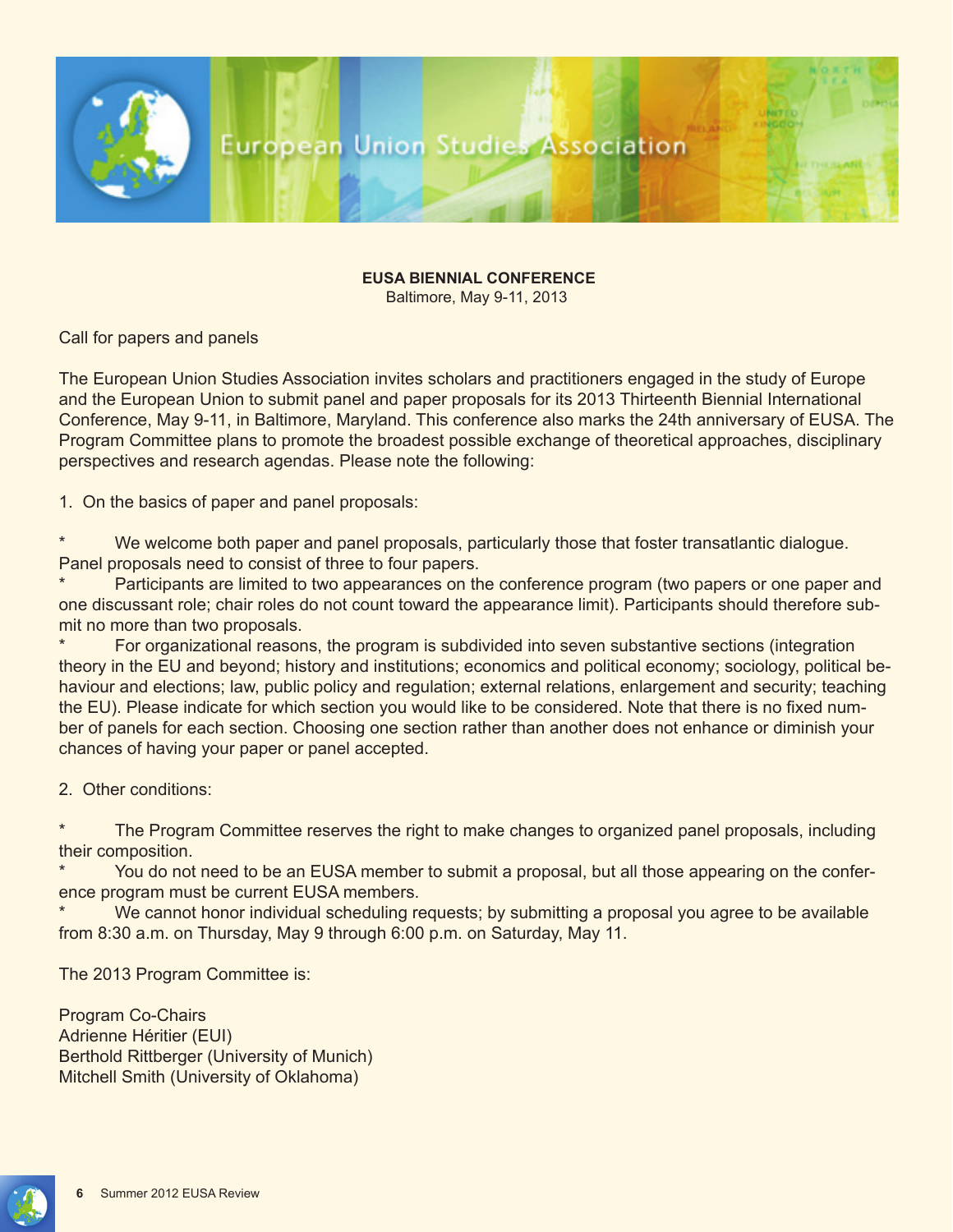**EUSA BIENNIAL CONFERENCE**
Baltimore, May 9-11, 2013

Call for papers and panels

The European Union Studies Association invites scholars and practitioners engaged in the study of Europe and the European Union to submit panel and paper proposals for its 2013 Thirteenth Biennial International Conference, May 9-11, in Baltimore, Maryland. This conference also marks the 24th anniversary of EUSA. The Program Committee plans to promote the broadest possible exchange of theoretical approaches, disciplinary perspectives and research agendas. Please note the following:

1. On the basics of paper and panel proposals:

* We welcome both paper and panel proposals, particularly those that foster transatlantic dialogue. Panel proposals need to consist of three to four papers.
* Participants are limited to two appearances on the conference program (two papers or one paper and one discussant role; chair roles do not count toward the appearance limit). Participants should therefore submit no more than two proposals.
* For organizational reasons, the program is subdivided into seven substantive sections (integration theory in the EU and beyond; history and institutions; economics and political economy; sociology, political behaviour and elections; law, public policy and regulation; external relations, enlargement and security; teaching the EU). Please indicate for which section you would like to be considered. Note that there is no fixed number of panels for each section. Choosing one section rather than another does not enhance or diminish your chances of having your paper or panel accepted.

2. Other conditions:

* The Program Committee reserves the right to make changes to organized panel proposals, including their composition.
* You do not need to be an EUSA member to submit a proposal, but all those appearing on the conference program must be current EUSA members.
* We cannot honor individual scheduling requests; by submitting a proposal you agree to be available from 8:30 a.m. on Thursday, May 9 through 6:00 p.m. on Saturday, May 11.

The 2013 Program Committee is:

Program Co-Chairs
Adrienne Héritier (EUI)
Berthold Rittberger (University of Munich)
Mitchell Smith (University of Oklahoma)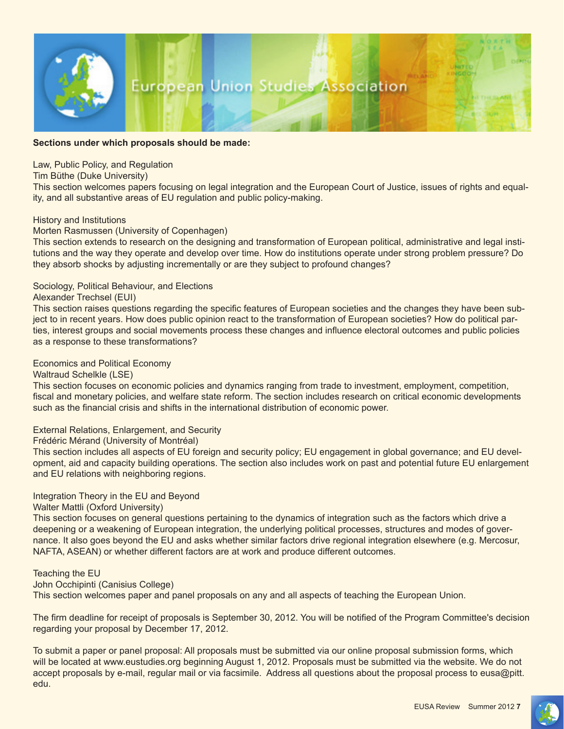**Sections under which proposals should be made:**

Law, Public Policy, and Regulation
Tim Büthe (Duke University)
This section welcomes papers focusing on legal integration and the European Court of Justice, issues of rights and equality, and all substantive areas of EU regulation and public policy-making.

History and Institutions
Morten Rasmussen (University of Copenhagen)
This section extends to research on the designing and transformation of European political, administrative and legal institutions and the way they operate and develop over time. How do institutions operate under strong problem pressure? Do they absorb shocks by adjusting incrementally or are they subject to profound changes?

Sociology, Political Behaviour, and Elections
Alexander Trechsel (EUI)
This section raises questions regarding the specific features of European societies and the changes they have been subject to in recent years. How does public opinion react to the transformation of European societies? How do political parties, interest groups and social movements process these changes and influence electoral outcomes and public policies as a response to these transformations?

Economics and Political Economy
Waltraud Schelkle (LSE)
This section focuses on economic policies and dynamics ranging from trade to investment, employment, competition, fiscal and monetary policies, and welfare state reform. The section includes research on critical economic developments such as the financial crisis and shifts in the international distribution of economic power.

External Relations, Enlargement, and Security
Frédéric Mérand (University of Montréal)
This section includes all aspects of EU foreign and security policy; EU engagement in global governance; and EU development, aid and capacity building operations. The section also includes work on past and potential future EU enlargement and EU relations with neighboring regions.

Integration Theory in the EU and Beyond
Walter Mattli (Oxford University)
This section focuses on general questions pertaining to the dynamics of integration such as the factors which drive a deepening or a weakening of European integration, the underlying political processes, structures and modes of governance. It also goes beyond the EU and asks whether similar factors drive regional integration elsewhere (e.g. Mercosur, NAFTA, ASEAN) or whether different factors are at work and produce different outcomes.

Teaching the EU
John Occhipinti (Canisius College)
This section welcomes paper and panel proposals on any and all aspects of teaching the European Union.

The firm deadline for receipt of proposals is September 30, 2012. You will be notified of the Program Committee's decision regarding your proposal by December 17, 2012.

To submit a paper or panel proposal: All proposals must be submitted via our online proposal submission forms, which will be located at www.eustudies.org beginning August 1, 2012. Proposals must be submitted via the website. We do not accept proposals by e-mail, regular mail or via facsimile. Address all questions about the proposal process to eusa@pitt.edu.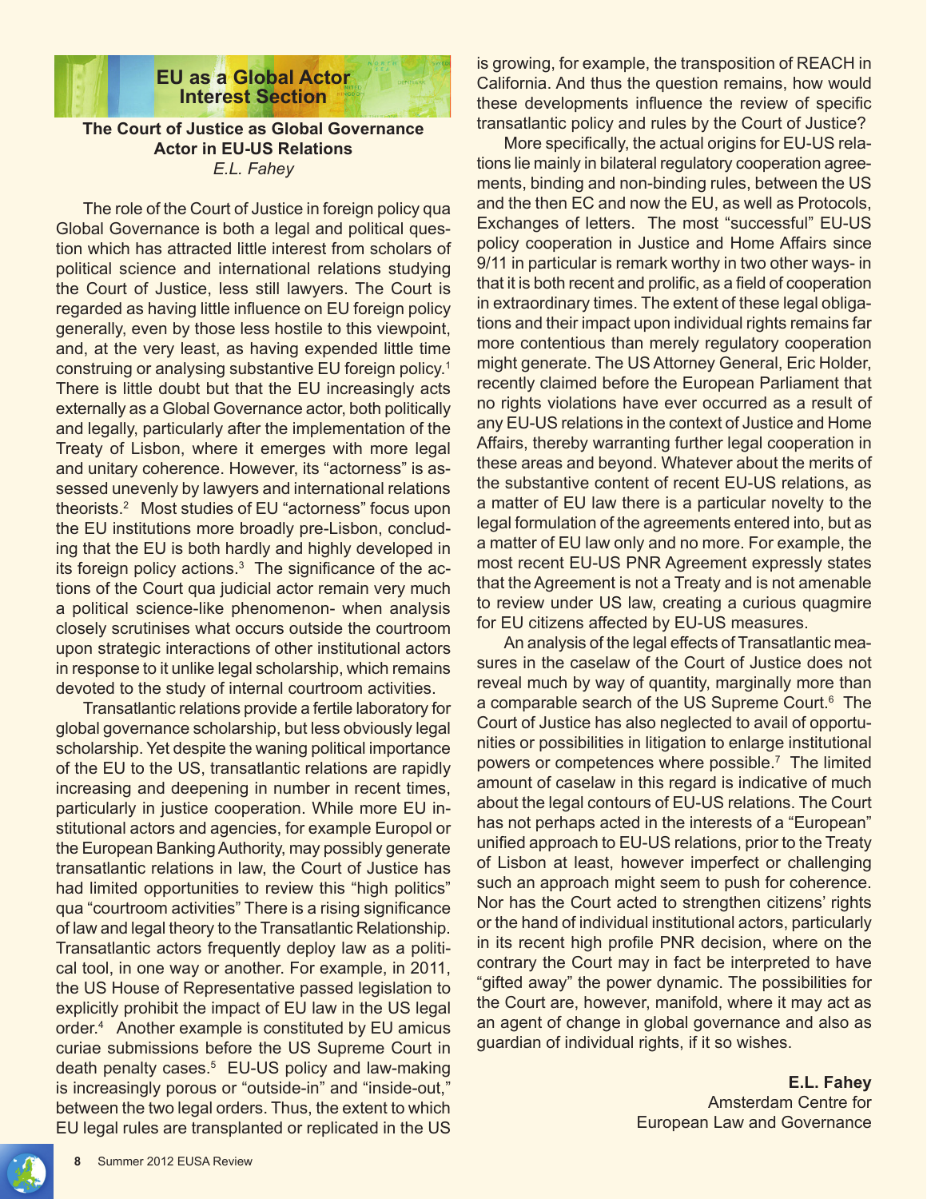## EU as a Global Actor Interest Section

### The Court of Justice as Global Governance Actor in EU-US Relations

*E.L. Fahey*

The role of the Court of Justice in foreign policy qua Global Governance is both a legal and political question which has attracted little interest from scholars of political science and international relations studying the Court of Justice, less still lawyers. The Court is regarded as having little influence on EU foreign policy generally, even by those less hostile to this viewpoint, and, at the very least, as having expended little time construing or analysing substantive EU foreign policy.[1] There is little doubt but that the EU increasingly acts externally as a Global Governance actor, both politically and legally, particularly after the implementation of the Treaty of Lisbon, where it emerges with more legal and unitary coherence. However, its "actorness" is assessed unevenly by lawyers and international relations theorists.[2] Most studies of EU "actorness" focus upon the EU institutions more broadly pre-Lisbon, concluding that the EU is both hardly and highly developed in its foreign policy actions.[3] The significance of the actions of the Court qua judicial actor remain very much a political science-like phenomenon- when analysis closely scrutinises what occurs outside the courtroom upon strategic interactions of other institutional actors in response to it unlike legal scholarship, which remains devoted to the study of internal courtroom activities.

Transatlantic relations provide a fertile laboratory for global governance scholarship, but less obviously legal scholarship. Yet despite the waning political importance of the EU to the US, transatlantic relations are rapidly increasing and deepening in number in recent times, particularly in justice cooperation. While more EU institutional actors and agencies, for example Europol or the European Banking Authority, may possibly generate transatlantic relations in law, the Court of Justice has had limited opportunities to review this "high politics" qua "courtroom activities" There is a rising significance of law and legal theory to the Transatlantic Relationship. Transatlantic actors frequently deploy law as a political tool, in one way or another. For example, in 2011, the US House of Representative passed legislation to explicitly prohibit the impact of EU law in the US legal order.[4] Another example is constituted by EU amicus curiae submissions before the US Supreme Court in death penalty cases.[5] EU-US policy and law-making is increasingly porous or "outside-in" and "inside-out," between the two legal orders. Thus, the extent to which EU legal rules are transplanted or replicated in the US is growing, for example, the transposition of REACH in California. And thus the question remains, how would these developments influence the review of specific transatlantic policy and rules by the Court of Justice?

More specifically, the actual origins for EU-US relations lie mainly in bilateral regulatory cooperation agreements, binding and non-binding rules, between the US and the then EC and now the EU, as well as Protocols, Exchanges of letters. The most "successful" EU-US policy cooperation in Justice and Home Affairs since 9/11 in particular is remark worthy in two other ways- in that it is both recent and prolific, as a field of cooperation in extraordinary times. The extent of these legal obligations and their impact upon individual rights remains far more contentious than merely regulatory cooperation might generate. The US Attorney General, Eric Holder, recently claimed before the European Parliament that no rights violations have ever occurred as a result of any EU-US relations in the context of Justice and Home Affairs, thereby warranting further legal cooperation in these areas and beyond. Whatever about the merits of the substantive content of recent EU-US relations, as a matter of EU law there is a particular novelty to the legal formulation of the agreements entered into, but as a matter of EU law only and no more. For example, the most recent EU-US PNR Agreement expressly states that the Agreement is not a Treaty and is not amenable to review under US law, creating a curious quagmire for EU citizens affected by EU-US measures.

An analysis of the legal effects of Transatlantic measures in the caselaw of the Court of Justice does not reveal much by way of quantity, marginally more than a comparable search of the US Supreme Court.[6] The Court of Justice has also neglected to avail of opportunities or possibilities in litigation to enlarge institutional powers or competences where possible.[7] The limited amount of caselaw in this regard is indicative of much about the legal contours of EU-US relations. The Court has not perhaps acted in the interests of a "European" unified approach to EU-US relations, prior to the Treaty of Lisbon at least, however imperfect or challenging such an approach might seem to push for coherence. Nor has the Court acted to strengthen citizens' rights or the hand of individual institutional actors, particularly in its recent high profile PNR decision, where on the contrary the Court may in fact be interpreted to have "gifted away" the power dynamic. The possibilities for the Court are, however, manifold, where it may act as an agent of change in global governance and also as guardian of individual rights, if it so wishes.

**E.L. Fahey**
Amsterdam Centre for European Law and Governance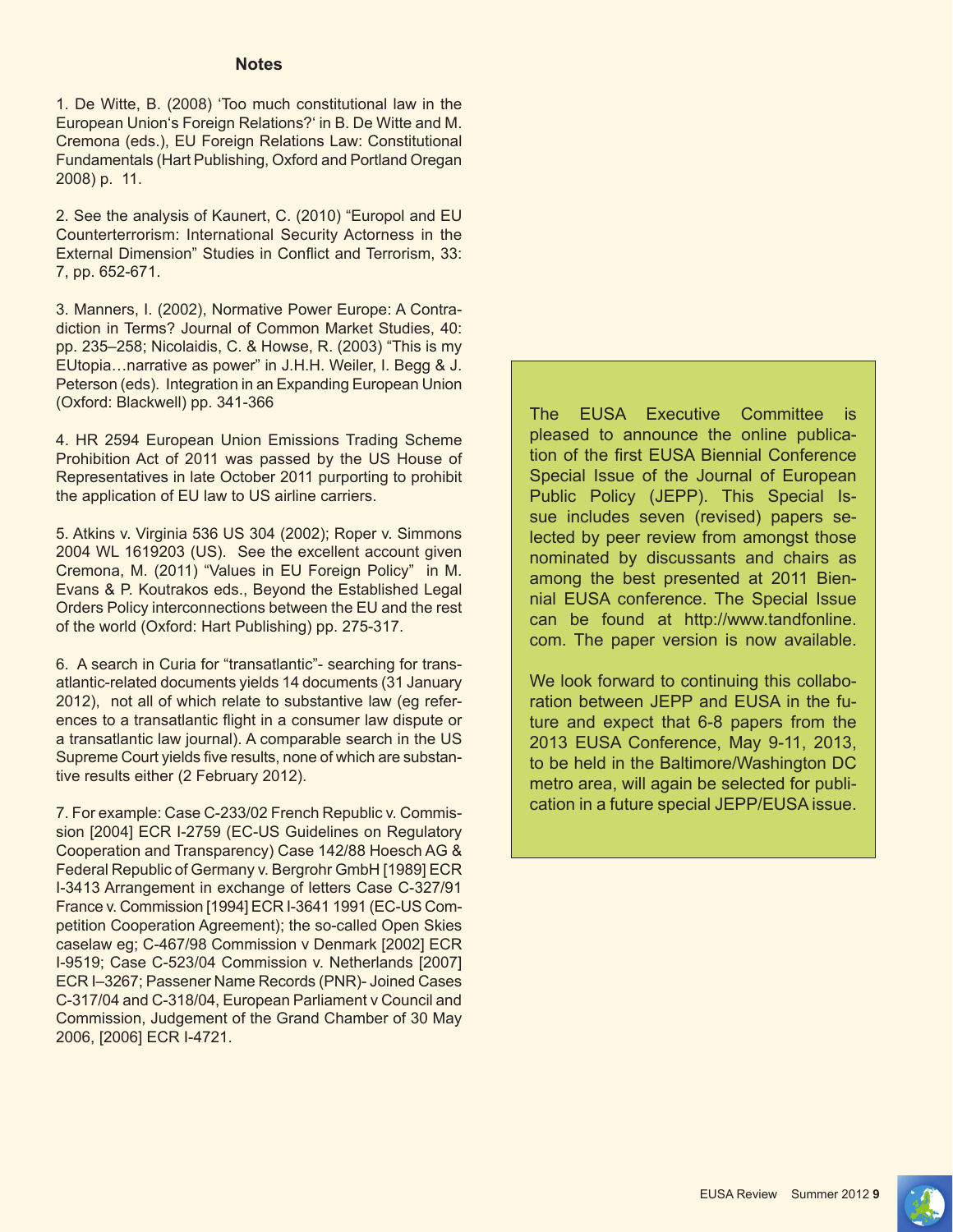## Notes

1. De Witte, B. (2008) 'Too much constitutional law in the European Union's Foreign Relations?' in B. De Witte and M. Cremona (eds.), EU Foreign Relations Law: Constitutional Fundamentals (Hart Publishing, Oxford and Portland Oregan 2008) p. 11.

2. See the analysis of Kaunert, C. (2010) "Europol and EU Counterterrorism: International Security Actorness in the External Dimension" Studies in Conflict and Terrorism, 33: 7, pp. 652-671.

3. Manners, I. (2002), Normative Power Europe: A Contradiction in Terms? Journal of Common Market Studies, 40: pp. 235–258; Nicolaidis, C. & Howse, R. (2003) "This is my EUtopia…narrative as power" in J.H.H. Weiler, I. Begg & J. Peterson (eds). Integration in an Expanding European Union (Oxford: Blackwell) pp. 341-366

4. HR 2594 European Union Emissions Trading Scheme Prohibition Act of 2011 was passed by the US House of Representatives in late October 2011 purporting to prohibit the application of EU law to US airline carriers.

5. Atkins v. Virginia 536 US 304 (2002); Roper v. Simmons 2004 WL 1619203 (US). See the excellent account given Cremona, M. (2011) "Values in EU Foreign Policy" in M. Evans & P. Koutrakos eds., Beyond the Established Legal Orders Policy interconnections between the EU and the rest of the world (Oxford: Hart Publishing) pp. 275-317.

6. A search in Curia for "transatlantic"- searching for transatlantic-related documents yields 14 documents (31 January 2012), not all of which relate to substantive law (eg references to a transatlantic flight in a consumer law dispute or a transatlantic law journal). A comparable search in the US Supreme Court yields five results, none of which are substantive results either (2 February 2012).

7. For example: Case C-233/02 French Republic v. Commission [2004] ECR I-2759 (EC-US Guidelines on Regulatory Cooperation and Transparency) Case 142/88 Hoesch AG & Federal Republic of Germany v. Bergrohr GmbH [1989] ECR I-3413 Arrangement in exchange of letters Case C-327/91 France v. Commission [1994] ECR I-3641 1991 (EC-US Competition Cooperation Agreement); the so-called Open Skies caselaw eg; C-467/98 Commission v Denmark [2002] ECR I-9519; Case C-523/04 Commission v. Netherlands [2007] ECR I–3267; Passener Name Records (PNR)- Joined Cases C-317/04 and C-318/04, European Parliament v Council and Commission, Judgement of the Grand Chamber of 30 May 2006, [2006] ECR I-4721.

The EUSA Executive Committee is pleased to announce the online publication of the first EUSA Biennial Conference Special Issue of the Journal of European Public Policy (JEPP). This Special Issue includes seven (revised) papers selected by peer review from amongst those nominated by discussants and chairs as among the best presented at 2011 Biennial EUSA conference. The Special Issue can be found at http://www.tandfonline.com. The paper version is now available.

We look forward to continuing this collaboration between JEPP and EUSA in the future and expect that 6-8 papers from the 2013 EUSA Conference, May 9-11, 2013, to be held in the Baltimore/Washington DC metro area, will again be selected for publication in a future special JEPP/EUSA issue.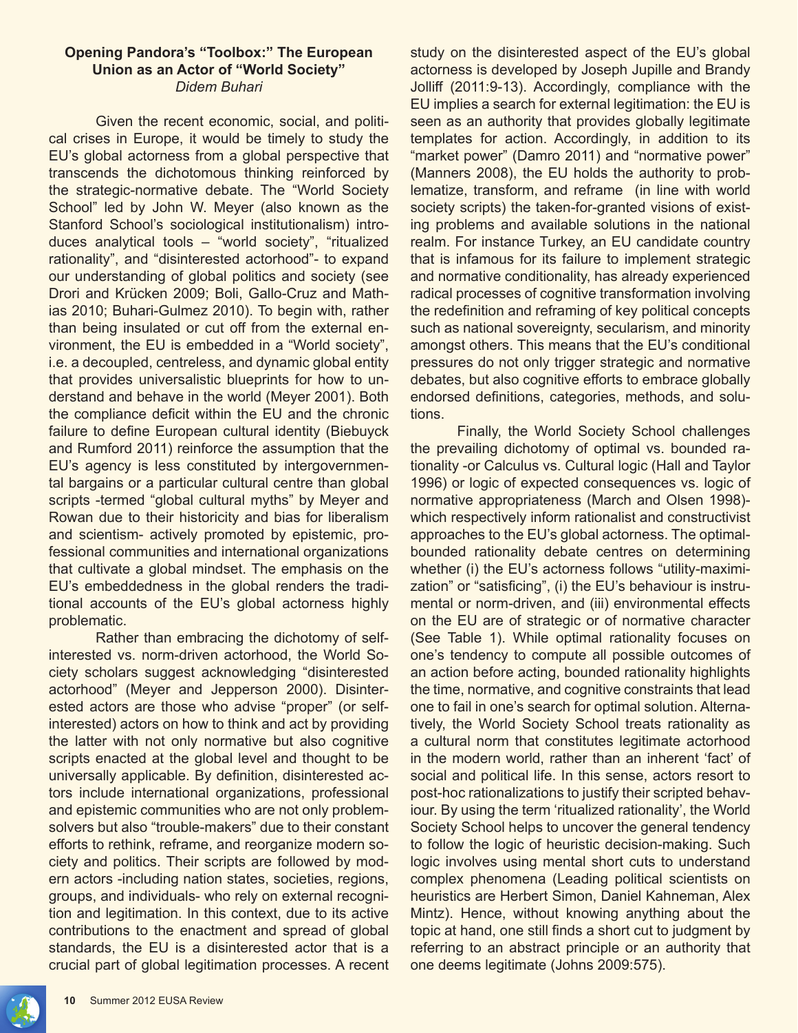## Opening Pandora's "Toolbox:" The European Union as an Actor of "World Society"

*Didem Buhari*

Given the recent economic, social, and political crises in Europe, it would be timely to study the EU's global actorness from a global perspective that transcends the dichotomous thinking reinforced by the strategic-normative debate. The "World Society School" led by John W. Meyer (also known as the Stanford School's sociological institutionalism) introduces analytical tools – "world society", "ritualized rationality", and "disinterested actorhood"- to expand our understanding of global politics and society (see Drori and Krücken 2009; Boli, Gallo-Cruz and Mathias 2010; Buhari-Gulmez 2010). To begin with, rather than being insulated or cut off from the external environment, the EU is embedded in a "World society", i.e. a decoupled, centreless, and dynamic global entity that provides universalistic blueprints for how to understand and behave in the world (Meyer 2001). Both the compliance deficit within the EU and the chronic failure to define European cultural identity (Biebuyck and Rumford 2011) reinforce the assumption that the EU's agency is less constituted by intergovernmental bargains or a particular cultural centre than global scripts -termed "global cultural myths" by Meyer and Rowan due to their historicity and bias for liberalism and scientism- actively promoted by epistemic, professional communities and international organizations that cultivate a global mindset. The emphasis on the EU's embeddedness in the global renders the traditional accounts of the EU's global actorness highly problematic.

Rather than embracing the dichotomy of self-interested vs. norm-driven actorhood, the World Society scholars suggest acknowledging "disinterested actorhood" (Meyer and Jepperson 2000). Disinterested actors are those who advise "proper" (or self-interested) actors on how to think and act by providing the latter with not only normative but also cognitive scripts enacted at the global level and thought to be universally applicable. By definition, disinterested actors include international organizations, professional and epistemic communities who are not only problem-solvers but also "trouble-makers" due to their constant efforts to rethink, reframe, and reorganize modern society and politics. Their scripts are followed by modern actors -including nation states, societies, regions, groups, and individuals- who rely on external recognition and legitimation. In this context, due to its active contributions to the enactment and spread of global standards, the EU is a disinterested actor that is a crucial part of global legitimation processes. A recent study on the disinterested aspect of the EU's global actorness is developed by Joseph Jupille and Brandy Jolliff (2011:9-13). Accordingly, compliance with the EU implies a search for external legitimation: the EU is seen as an authority that provides globally legitimate templates for action. Accordingly, in addition to its "market power" (Damro 2011) and "normative power" (Manners 2008), the EU holds the authority to problematize, transform, and reframe (in line with world society scripts) the taken-for-granted visions of existing problems and available solutions in the national realm. For instance Turkey, an EU candidate country that is infamous for its failure to implement strategic and normative conditionality, has already experienced radical processes of cognitive transformation involving the redefinition and reframing of key political concepts such as national sovereignty, secularism, and minority amongst others. This means that the EU's conditional pressures do not only trigger strategic and normative debates, but also cognitive efforts to embrace globally endorsed definitions, categories, methods, and solutions.

Finally, the World Society School challenges the prevailing dichotomy of optimal vs. bounded rationality -or Calculus vs. Cultural logic (Hall and Taylor 1996) or logic of expected consequences vs. logic of normative appropriateness (March and Olsen 1998)- which respectively inform rationalist and constructivist approaches to the EU's global actorness. The optimal-bounded rationality debate centres on determining whether (i) the EU's actorness follows "utility-maximization" or "satisficing", (i) the EU's behaviour is instrumental or norm-driven, and (iii) environmental effects on the EU are of strategic or of normative character (See Table 1). While optimal rationality focuses on one's tendency to compute all possible outcomes of an action before acting, bounded rationality highlights the time, normative, and cognitive constraints that lead one to fail in one's search for optimal solution. Alternatively, the World Society School treats rationality as a cultural norm that constitutes legitimate actorhood in the modern world, rather than an inherent 'fact' of social and political life. In this sense, actors resort to post-hoc rationalizations to justify their scripted behaviour. By using the term 'ritualized rationality', the World Society School helps to uncover the general tendency to follow the logic of heuristic decision-making. Such logic involves using mental short cuts to understand complex phenomena (Leading political scientists on heuristics are Herbert Simon, Daniel Kahneman, Alex Mintz). Hence, without knowing anything about the topic at hand, one still finds a short cut to judgment by referring to an abstract principle or an authority that one deems legitimate (Johns 2009:575).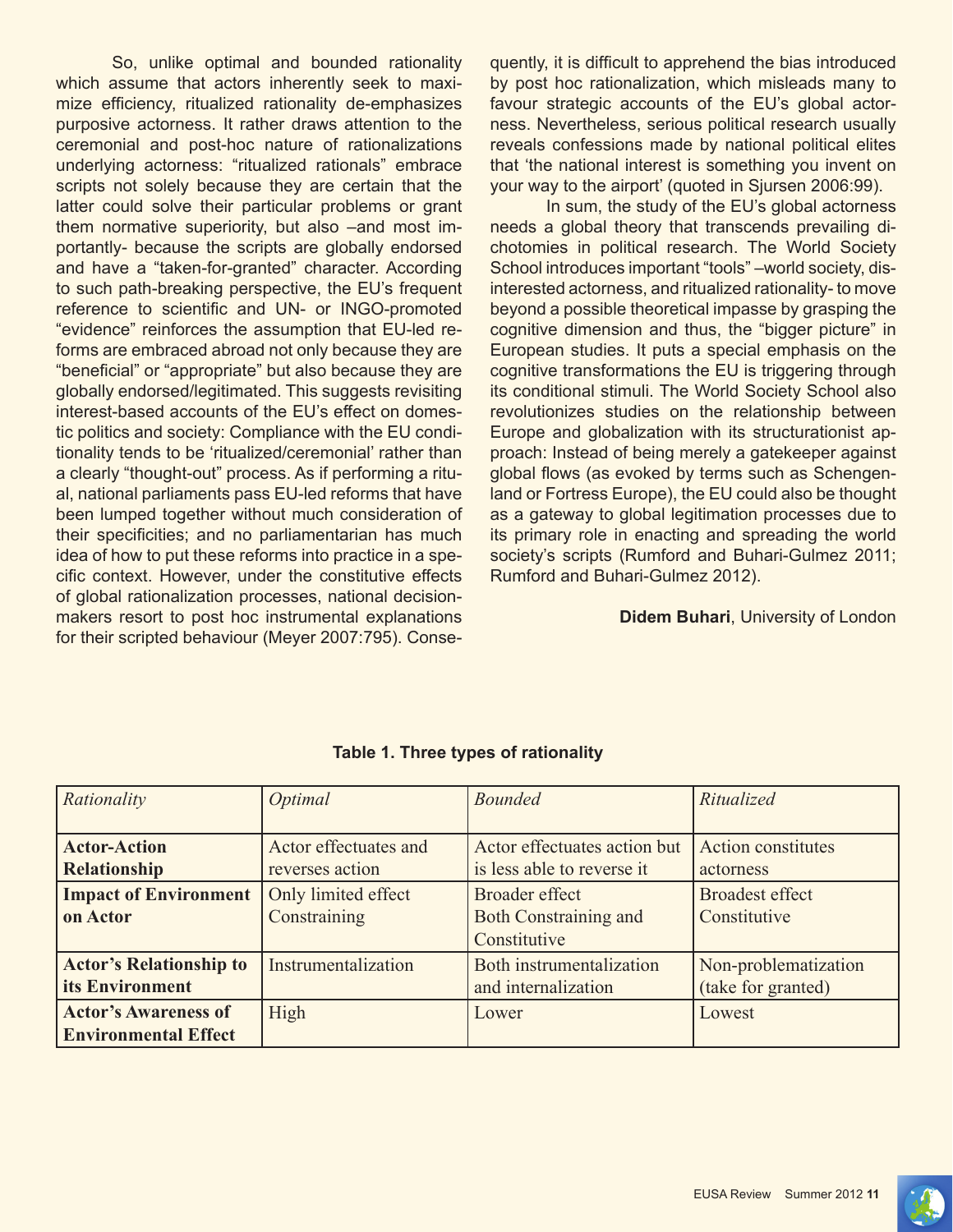So, unlike optimal and bounded rationality which assume that actors inherently seek to maximize efficiency, ritualized rationality de-emphasizes purposive actorness. It rather draws attention to the ceremonial and post-hoc nature of rationalizations underlying actorness: "ritualized rationals" embrace scripts not solely because they are certain that the latter could solve their particular problems or grant them normative superiority, but also –and most importantly- because the scripts are globally endorsed and have a "taken-for-granted" character. According to such path-breaking perspective, the EU's frequent reference to scientific and UN- or INGO-promoted "evidence" reinforces the assumption that EU-led reforms are embraced abroad not only because they are "beneficial" or "appropriate" but also because they are globally endorsed/legitimated. This suggests revisiting interest-based accounts of the EU's effect on domestic politics and society: Compliance with the EU conditionality tends to be 'ritualized/ceremonial' rather than a clearly "thought-out" process. As if performing a ritual, national parliaments pass EU-led reforms that have been lumped together without much consideration of their specificities; and no parliamentarian has much idea of how to put these reforms into practice in a specific context. However, under the constitutive effects of global rationalization processes, national decision-makers resort to post hoc instrumental explanations for their scripted behaviour (Meyer 2007:795). Consequently, it is difficult to apprehend the bias introduced by post hoc rationalization, which misleads many to favour strategic accounts of the EU's global actorness. Nevertheless, serious political research usually reveals confessions made by national political elites that 'the national interest is something you invent on your way to the airport' (quoted in Sjursen 2006:99).

In sum, the study of the EU's global actorness needs a global theory that transcends prevailing dichotomies in political research. The World Society School introduces important "tools" –world society, disinterested actorness, and ritualized rationality- to move beyond a possible theoretical impasse by grasping the cognitive dimension and thus, the "bigger picture" in European studies. It puts a special emphasis on the cognitive transformations the EU is triggering through its conditional stimuli. The World Society School also revolutionizes studies on the relationship between Europe and globalization with its structurationist approach: Instead of being merely a gatekeeper against global flows (as evoked by terms such as Schengenland or Fortress Europe), the EU could also be thought as a gateway to global legitimation processes due to its primary role in enacting and spreading the world society's scripts (Rumford and Buhari-Gulmez 2011; Rumford and Buhari-Gulmez 2012).

**Didem Buhari**, University of London

**Table 1. Three types of rationality**

| *Rationality* | *Optimal* | *Bounded* | *Ritualized* |
|---|---|---|---|
| **Actor-Action Relationship** | Actor effectuates and reverses action | Actor effectuates action but is less able to reverse it | Action constitutes actorness |
| **Impact of Environment on Actor** | Only limited effect Constraining | Broader effect Both Constraining and Constitutive | Broadest effect Constitutive |
| **Actor's Relationship to its Environment** | Instrumentalization | Both instrumentalization and internalization | Non-problematization (take for granted) |
| **Actor's Awareness of Environmental Effect** | High | Lower | Lowest |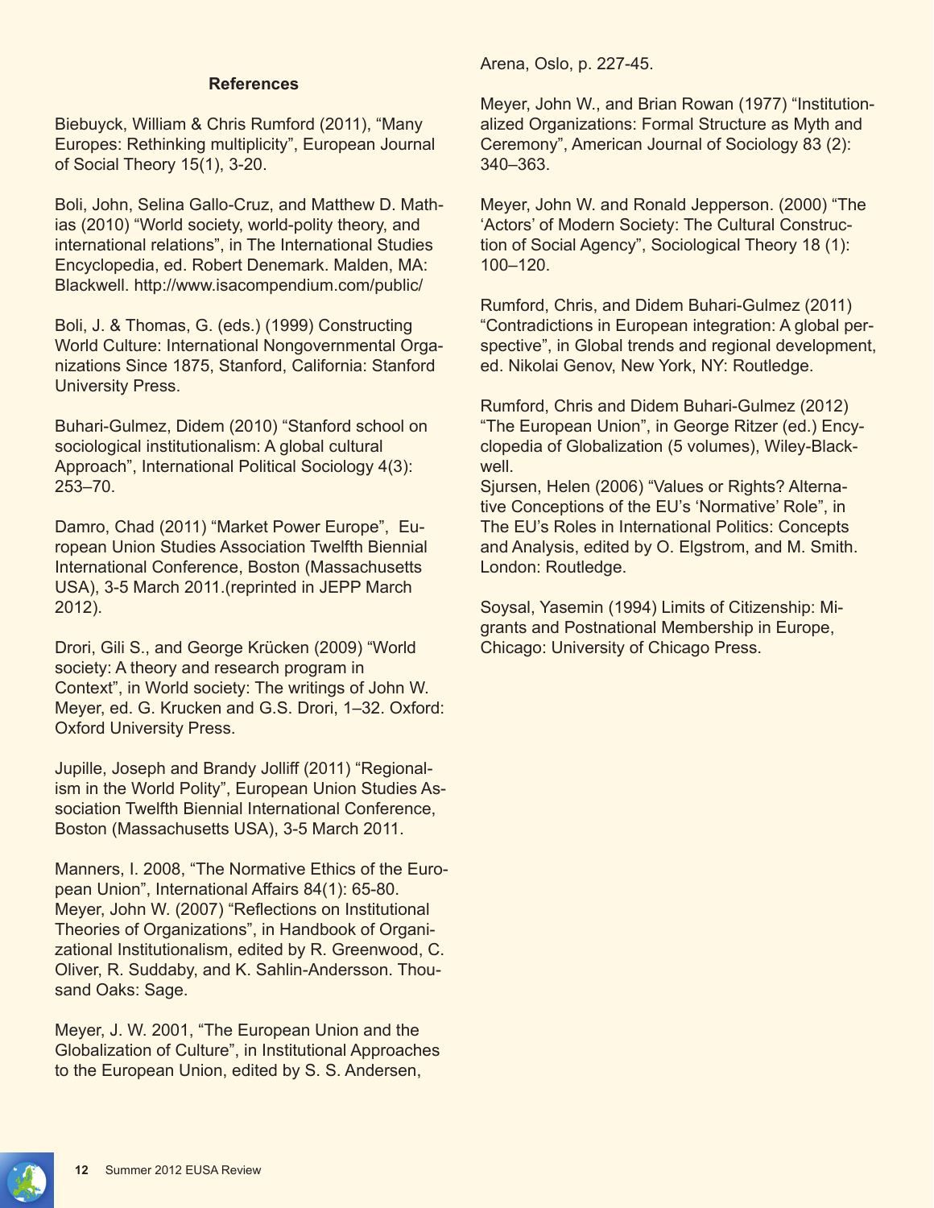### References

Biebuyck, William & Chris Rumford (2011), "Many Europes: Rethinking multiplicity", European Journal of Social Theory 15(1), 3-20.

Boli, John, Selina Gallo-Cruz, and Matthew D. Mathias (2010) "World society, world-polity theory, and international relations", in The International Studies Encyclopedia, ed. Robert Denemark. Malden, MA: Blackwell. http://www.isacompendium.com/public/

Boli, J. & Thomas, G. (eds.) (1999) Constructing World Culture: International Nongovernmental Organizations Since 1875, Stanford, California: Stanford University Press.

Buhari-Gulmez, Didem (2010) "Stanford school on sociological institutionalism: A global cultural Approach", International Political Sociology 4(3): 253–70.

Damro, Chad (2011) "Market Power Europe", European Union Studies Association Twelfth Biennial International Conference, Boston (Massachusetts USA), 3-5 March 2011.(reprinted in JEPP March 2012).

Drori, Gili S., and George Krücken (2009) "World society: A theory and research program in Context", in World society: The writings of John W. Meyer, ed. G. Krucken and G.S. Drori, 1–32. Oxford: Oxford University Press.

Jupille, Joseph and Brandy Jolliff (2011) "Regionalism in the World Polity", European Union Studies Association Twelfth Biennial International Conference, Boston (Massachusetts USA), 3-5 March 2011.

Manners, I. 2008, "The Normative Ethics of the European Union", International Affairs 84(1): 65-80.

Meyer, John W. (2007) "Reflections on Institutional Theories of Organizations", in Handbook of Organizational Institutionalism, edited by R. Greenwood, C. Oliver, R. Suddaby, and K. Sahlin-Andersson. Thousand Oaks: Sage.

Meyer, J. W. 2001, "The European Union and the Globalization of Culture", in Institutional Approaches to the European Union, edited by S. S. Andersen, Arena, Oslo, p. 227-45.

Meyer, John W., and Brian Rowan (1977) "Institutionalized Organizations: Formal Structure as Myth and Ceremony", American Journal of Sociology 83 (2): 340–363.

Meyer, John W. and Ronald Jepperson. (2000) "The 'Actors' of Modern Society: The Cultural Construction of Social Agency", Sociological Theory 18 (1): 100–120.

Rumford, Chris, and Didem Buhari-Gulmez (2011) "Contradictions in European integration: A global perspective", in Global trends and regional development, ed. Nikolai Genov, New York, NY: Routledge.

Rumford, Chris and Didem Buhari-Gulmez (2012) "The European Union", in George Ritzer (ed.) Encyclopedia of Globalization (5 volumes), Wiley-Blackwell.

Sjursen, Helen (2006) "Values or Rights? Alternative Conceptions of the EU's 'Normative' Role", in The EU's Roles in International Politics: Concepts and Analysis, edited by O. Elgstrom, and M. Smith. London: Routledge.

Soysal, Yasemin (1994) Limits of Citizenship: Migrants and Postnational Membership in Europe, Chicago: University of Chicago Press.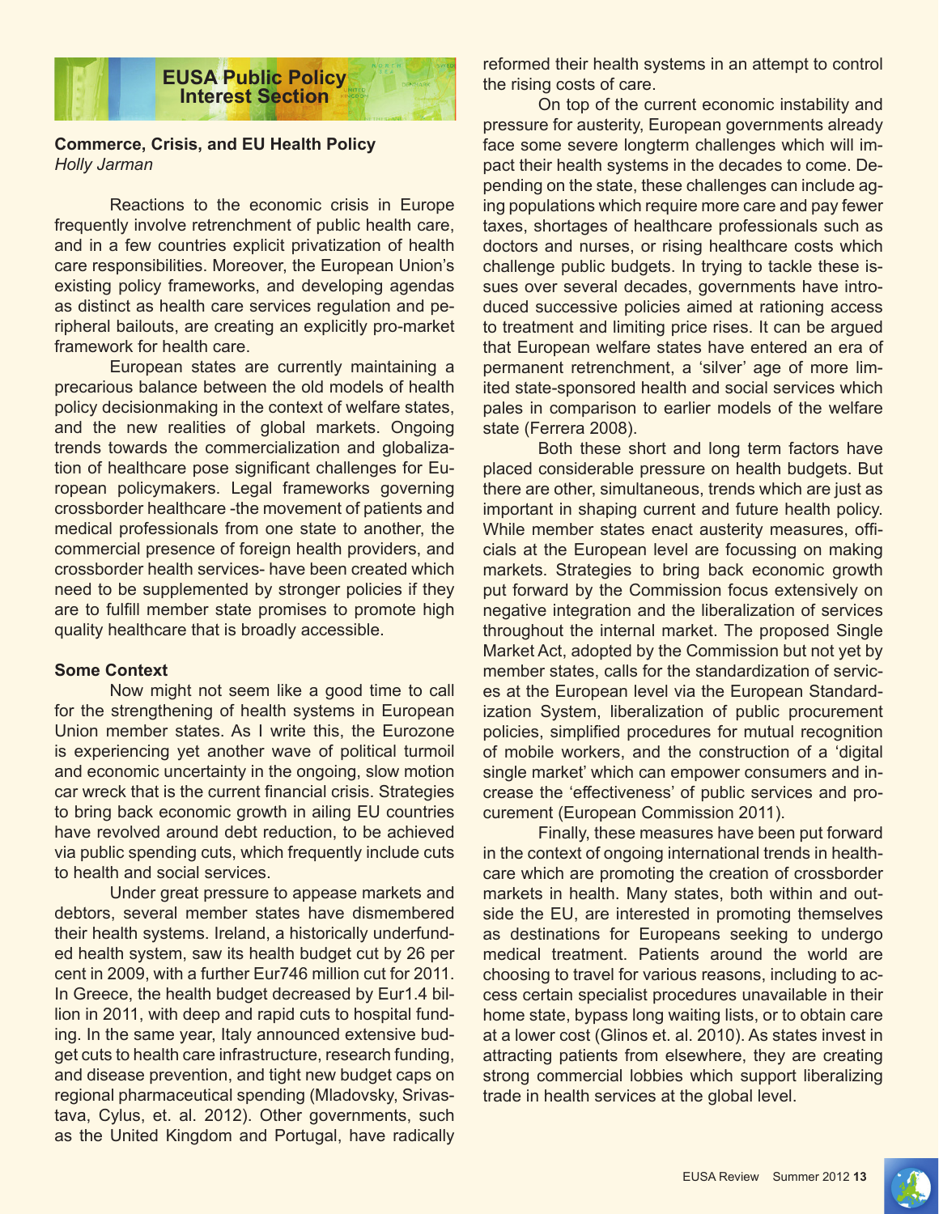## EUSA Public Policy Interest Section

### Commerce, Crisis, and EU Health Policy

*Holly Jarman*

Reactions to the economic crisis in Europe frequently involve retrenchment of public health care, and in a few countries explicit privatization of health care responsibilities. Moreover, the European Union's existing policy frameworks, and developing agendas as distinct as health care services regulation and peripheral bailouts, are creating an explicitly pro-market framework for health care.

European states are currently maintaining a precarious balance between the old models of health policy decisionmaking in the context of welfare states, and the new realities of global markets. Ongoing trends towards the commercialization and globalization of healthcare pose significant challenges for European policymakers. Legal frameworks governing crossborder healthcare -the movement of patients and medical professionals from one state to another, the commercial presence of foreign health providers, and crossborder health services- have been created which need to be supplemented by stronger policies if they are to fulfill member state promises to promote high quality healthcare that is broadly accessible.

**Some Context**

Now might not seem like a good time to call for the strengthening of health systems in European Union member states. As I write this, the Eurozone is experiencing yet another wave of political turmoil and economic uncertainty in the ongoing, slow motion car wreck that is the current financial crisis. Strategies to bring back economic growth in ailing EU countries have revolved around debt reduction, to be achieved via public spending cuts, which frequently include cuts to health and social services.

Under great pressure to appease markets and debtors, several member states have dismembered their health systems. Ireland, a historically underfunded health system, saw its health budget cut by 26 per cent in 2009, with a further Eur746 million cut for 2011. In Greece, the health budget decreased by Eur1.4 billion in 2011, with deep and rapid cuts to hospital funding. In the same year, Italy announced extensive budget cuts to health care infrastructure, research funding, and disease prevention, and tight new budget caps on regional pharmaceutical spending (Mladovsky, Srivastava, Cylus, et. al. 2012). Other governments, such as the United Kingdom and Portugal, have radically reformed their health systems in an attempt to control the rising costs of care.

On top of the current economic instability and pressure for austerity, European governments already face some severe longterm challenges which will impact their health systems in the decades to come. Depending on the state, these challenges can include aging populations which require more care and pay fewer taxes, shortages of healthcare professionals such as doctors and nurses, or rising healthcare costs which challenge public budgets. In trying to tackle these issues over several decades, governments have introduced successive policies aimed at rationing access to treatment and limiting price rises. It can be argued that European welfare states have entered an era of permanent retrenchment, a 'silver' age of more limited state-sponsored health and social services which pales in comparison to earlier models of the welfare state (Ferrera 2008).

Both these short and long term factors have placed considerable pressure on health budgets. But there are other, simultaneous, trends which are just as important in shaping current and future health policy. While member states enact austerity measures, officials at the European level are focussing on making markets. Strategies to bring back economic growth put forward by the Commission focus extensively on negative integration and the liberalization of services throughout the internal market. The proposed Single Market Act, adopted by the Commission but not yet by member states, calls for the standardization of services at the European level via the European Standardization System, liberalization of public procurement policies, simplified procedures for mutual recognition of mobile workers, and the construction of a 'digital single market' which can empower consumers and increase the 'effectiveness' of public services and procurement (European Commission 2011).

Finally, these measures have been put forward in the context of ongoing international trends in healthcare which are promoting the creation of crossborder markets in health. Many states, both within and outside the EU, are interested in promoting themselves as destinations for Europeans seeking to undergo medical treatment. Patients around the world are choosing to travel for various reasons, including to access certain specialist procedures unavailable in their home state, bypass long waiting lists, or to obtain care at a lower cost (Glinos et. al. 2010). As states invest in attracting patients from elsewhere, they are creating strong commercial lobbies which support liberalizing trade in health services at the global level.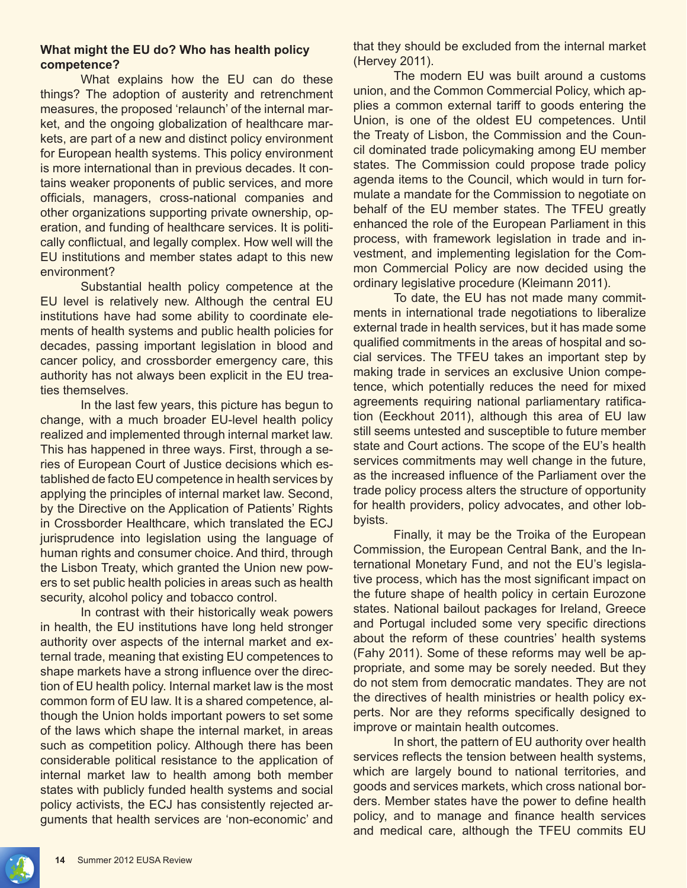**What might the EU do? Who has health policy competence?**

What explains how the EU can do these things? The adoption of austerity and retrenchment measures, the proposed 'relaunch' of the internal market, and the ongoing globalization of healthcare markets, are part of a new and distinct policy environment for European health systems. This policy environment is more international than in previous decades. It contains weaker proponents of public services, and more officials, managers, cross-national companies and other organizations supporting private ownership, operation, and funding of healthcare services. It is politically conflictual, and legally complex. How well will the EU institutions and member states adapt to this new environment?

Substantial health policy competence at the EU level is relatively new. Although the central EU institutions have had some ability to coordinate elements of health systems and public health policies for decades, passing important legislation in blood and cancer policy, and crossborder emergency care, this authority has not always been explicit in the EU treaties themselves.

In the last few years, this picture has begun to change, with a much broader EU-level health policy realized and implemented through internal market law. This has happened in three ways. First, through a series of European Court of Justice decisions which established de facto EU competence in health services by applying the principles of internal market law. Second, by the Directive on the Application of Patients' Rights in Crossborder Healthcare, which translated the ECJ jurisprudence into legislation using the language of human rights and consumer choice. And third, through the Lisbon Treaty, which granted the Union new powers to set public health policies in areas such as health security, alcohol policy and tobacco control.

In contrast with their historically weak powers in health, the EU institutions have long held stronger authority over aspects of the internal market and external trade, meaning that existing EU competences to shape markets have a strong influence over the direction of EU health policy. Internal market law is the most common form of EU law. It is a shared competence, although the Union holds important powers to set some of the laws which shape the internal market, in areas such as competition policy. Although there has been considerable political resistance to the application of internal market law to health among both member states with publicly funded health systems and social policy activists, the ECJ has consistently rejected arguments that health services are 'non-economic' and that they should be excluded from the internal market (Hervey 2011).

The modern EU was built around a customs union, and the Common Commercial Policy, which applies a common external tariff to goods entering the Union, is one of the oldest EU competences. Until the Treaty of Lisbon, the Commission and the Council dominated trade policymaking among EU member states. The Commission could propose trade policy agenda items to the Council, which would in turn formulate a mandate for the Commission to negotiate on behalf of the EU member states. The TFEU greatly enhanced the role of the European Parliament in this process, with framework legislation in trade and investment, and implementing legislation for the Common Commercial Policy are now decided using the ordinary legislative procedure (Kleimann 2011).

To date, the EU has not made many commitments in international trade negotiations to liberalize external trade in health services, but it has made some qualified commitments in the areas of hospital and social services. The TFEU takes an important step by making trade in services an exclusive Union competence, which potentially reduces the need for mixed agreements requiring national parliamentary ratification (Eeckhout 2011), although this area of EU law still seems untested and susceptible to future member state and Court actions. The scope of the EU's health services commitments may well change in the future, as the increased influence of the Parliament over the trade policy process alters the structure of opportunity for health providers, policy advocates, and other lobbyists.

Finally, it may be the Troika of the European Commission, the European Central Bank, and the International Monetary Fund, and not the EU's legislative process, which has the most significant impact on the future shape of health policy in certain Eurozone states. National bailout packages for Ireland, Greece and Portugal included some very specific directions about the reform of these countries' health systems (Fahy 2011). Some of these reforms may well be appropriate, and some may be sorely needed. But they do not stem from democratic mandates. They are not the directives of health ministries or health policy experts. Nor are they reforms specifically designed to improve or maintain health outcomes.

In short, the pattern of EU authority over health services reflects the tension between health systems, which are largely bound to national territories, and goods and services markets, which cross national borders. Member states have the power to define health policy, and to manage and finance health services and medical care, although the TFEU commits EU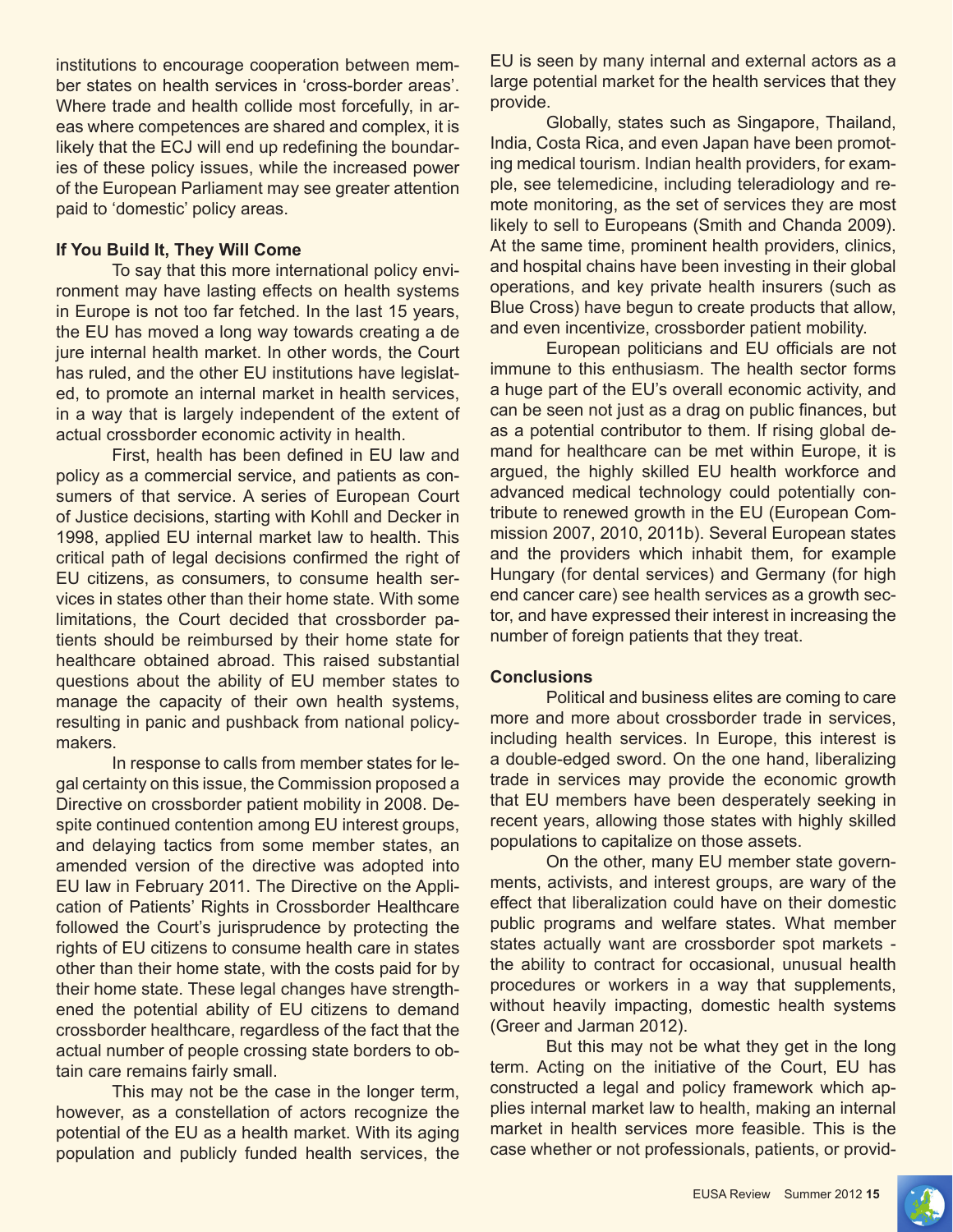institutions to encourage cooperation between member states on health services in 'cross-border areas'. Where trade and health collide most forcefully, in areas where competences are shared and complex, it is likely that the ECJ will end up redefining the boundaries of these policy issues, while the increased power of the European Parliament may see greater attention paid to 'domestic' policy areas.

#### If You Build It, They Will Come

To say that this more international policy environment may have lasting effects on health systems in Europe is not too far fetched. In the last 15 years, the EU has moved a long way towards creating a de jure internal health market. In other words, the Court has ruled, and the other EU institutions have legislated, to promote an internal market in health services, in a way that is largely independent of the extent of actual crossborder economic activity in health.

First, health has been defined in EU law and policy as a commercial service, and patients as consumers of that service. A series of European Court of Justice decisions, starting with Kohll and Decker in 1998, applied EU internal market law to health. This critical path of legal decisions confirmed the right of EU citizens, as consumers, to consume health services in states other than their home state. With some limitations, the Court decided that crossborder patients should be reimbursed by their home state for healthcare obtained abroad. This raised substantial questions about the ability of EU member states to manage the capacity of their own health systems, resulting in panic and pushback from national policymakers.

In response to calls from member states for legal certainty on this issue, the Commission proposed a Directive on crossborder patient mobility in 2008. Despite continued contention among EU interest groups, and delaying tactics from some member states, an amended version of the directive was adopted into EU law in February 2011. The Directive on the Application of Patients' Rights in Crossborder Healthcare followed the Court's jurisprudence by protecting the rights of EU citizens to consume health care in states other than their home state, with the costs paid for by their home state. These legal changes have strengthened the potential ability of EU citizens to demand crossborder healthcare, regardless of the fact that the actual number of people crossing state borders to obtain care remains fairly small.

This may not be the case in the longer term, however, as a constellation of actors recognize the potential of the EU as a health market. With its aging population and publicly funded health services, the EU is seen by many internal and external actors as a large potential market for the health services that they provide.

Globally, states such as Singapore, Thailand, India, Costa Rica, and even Japan have been promoting medical tourism. Indian health providers, for example, see telemedicine, including teleradiology and remote monitoring, as the set of services they are most likely to sell to Europeans (Smith and Chanda 2009). At the same time, prominent health providers, clinics, and hospital chains have been investing in their global operations, and key private health insurers (such as Blue Cross) have begun to create products that allow, and even incentivize, crossborder patient mobility.

European politicians and EU officials are not immune to this enthusiasm. The health sector forms a huge part of the EU's overall economic activity, and can be seen not just as a drag on public finances, but as a potential contributor to them. If rising global demand for healthcare can be met within Europe, it is argued, the highly skilled EU health workforce and advanced medical technology could potentially contribute to renewed growth in the EU (European Commission 2007, 2010, 2011b). Several European states and the providers which inhabit them, for example Hungary (for dental services) and Germany (for high end cancer care) see health services as a growth sector, and have expressed their interest in increasing the number of foreign patients that they treat.

#### Conclusions

Political and business elites are coming to care more and more about crossborder trade in services, including health services. In Europe, this interest is a double-edged sword. On the one hand, liberalizing trade in services may provide the economic growth that EU members have been desperately seeking in recent years, allowing those states with highly skilled populations to capitalize on those assets.

On the other, many EU member state governments, activists, and interest groups, are wary of the effect that liberalization could have on their domestic public programs and welfare states. What member states actually want are crossborder spot markets - the ability to contract for occasional, unusual health procedures or workers in a way that supplements, without heavily impacting, domestic health systems (Greer and Jarman 2012).

But this may not be what they get in the long term. Acting on the initiative of the Court, EU has constructed a legal and policy framework which applies internal market law to health, making an internal market in health services more feasible. This is the case whether or not professionals, patients, or provid-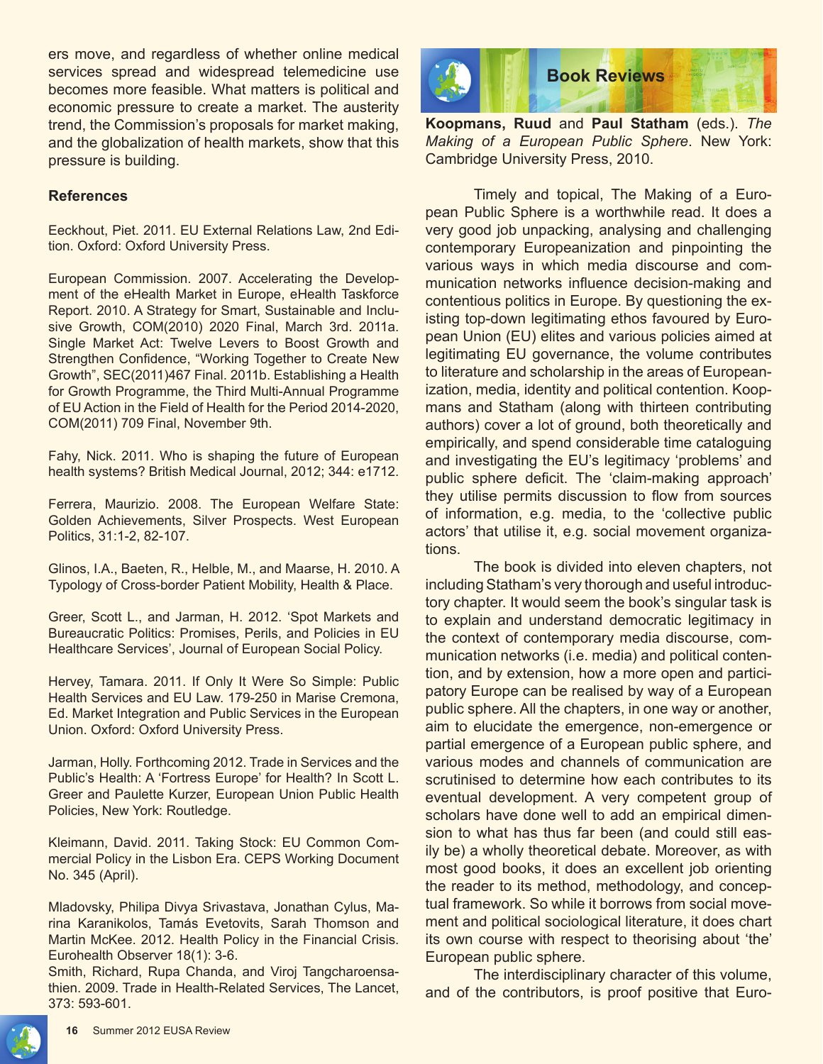ers move, and regardless of whether online medical services spread and widespread telemedicine use becomes more feasible. What matters is political and economic pressure to create a market. The austerity trend, the Commission's proposals for market making, and the globalization of health markets, show that this pressure is building.

### References

Eeckhout, Piet. 2011. EU External Relations Law, 2nd Edition. Oxford: Oxford University Press.

European Commission. 2007. Accelerating the Development of the eHealth Market in Europe, eHealth Taskforce Report. 2010. A Strategy for Smart, Sustainable and Inclusive Growth, COM(2010) 2020 Final, March 3rd. 2011a. Single Market Act: Twelve Levers to Boost Growth and Strengthen Confidence, "Working Together to Create New Growth", SEC(2011)467 Final. 2011b. Establishing a Health for Growth Programme, the Third Multi-Annual Programme of EU Action in the Field of Health for the Period 2014-2020, COM(2011) 709 Final, November 9th.

Fahy, Nick. 2011. Who is shaping the future of European health systems? British Medical Journal, 2012; 344: e1712.

Ferrera, Maurizio. 2008. The European Welfare State: Golden Achievements, Silver Prospects. West European Politics, 31:1-2, 82-107.

Glinos, I.A., Baeten, R., Helble, M., and Maarse, H. 2010. A Typology of Cross-border Patient Mobility, Health & Place.

Greer, Scott L., and Jarman, H. 2012. 'Spot Markets and Bureaucratic Politics: Promises, Perils, and Policies in EU Healthcare Services', Journal of European Social Policy.

Hervey, Tamara. 2011. If Only It Were So Simple: Public Health Services and EU Law. 179-250 in Marise Cremona, Ed. Market Integration and Public Services in the European Union. Oxford: Oxford University Press.

Jarman, Holly. Forthcoming 2012. Trade in Services and the Public's Health: A 'Fortress Europe' for Health? In Scott L. Greer and Paulette Kurzer, European Union Public Health Policies, New York: Routledge.

Kleimann, David. 2011. Taking Stock: EU Common Commercial Policy in the Lisbon Era. CEPS Working Document No. 345 (April).

Mladovsky, Philipa Divya Srivastava, Jonathan Cylus, Marina Karanikolos, Tamás Evetovits, Sarah Thomson and Martin McKee. 2012. Health Policy in the Financial Crisis. Eurohealth Observer 18(1): 3-6.

Smith, Richard, Rupa Chanda, and Viroj Tangcharoensathien. 2009. Trade in Health-Related Services, The Lancet, 373: 593-601.

## Book Reviews

**Koopmans, Ruud** and **Paul Statham** (eds.). *The Making of a European Public Sphere*. New York: Cambridge University Press, 2010.

Timely and topical, The Making of a European Public Sphere is a worthwhile read. It does a very good job unpacking, analysing and challenging contemporary Europeanization and pinpointing the various ways in which media discourse and communication networks influence decision-making and contentious politics in Europe. By questioning the existing top-down legitimating ethos favoured by European Union (EU) elites and various policies aimed at legitimating EU governance, the volume contributes to literature and scholarship in the areas of Europeanization, media, identity and political contention. Koopmans and Statham (along with thirteen contributing authors) cover a lot of ground, both theoretically and empirically, and spend considerable time cataloguing and investigating the EU's legitimacy 'problems' and public sphere deficit. The 'claim-making approach' they utilise permits discussion to flow from sources of information, e.g. media, to the 'collective public actors' that utilise it, e.g. social movement organizations.

The book is divided into eleven chapters, not including Statham's very thorough and useful introductory chapter. It would seem the book's singular task is to explain and understand democratic legitimacy in the context of contemporary media discourse, communication networks (i.e. media) and political contention, and by extension, how a more open and participatory Europe can be realised by way of a European public sphere. All the chapters, in one way or another, aim to elucidate the emergence, non-emergence or partial emergence of a European public sphere, and various modes and channels of communication are scrutinised to determine how each contributes to its eventual development. A very competent group of scholars have done well to add an empirical dimension to what has thus far been (and could still easily be) a wholly theoretical debate. Moreover, as with most good books, it does an excellent job orienting the reader to its method, methodology, and conceptual framework. So while it borrows from social movement and political sociological literature, it does chart its own course with respect to theorising about 'the' European public sphere.

The interdisciplinary character of this volume, and of the contributors, is proof positive that Euro-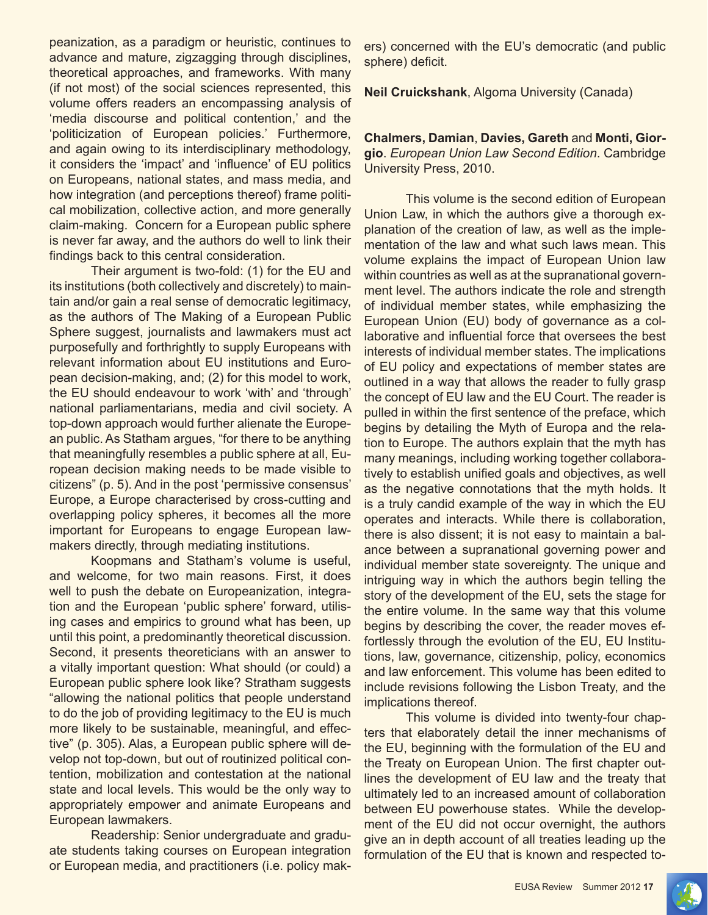peanization, as a paradigm or heuristic, continues to advance and mature, zigzagging through disciplines, theoretical approaches, and frameworks. With many (if not most) of the social sciences represented, this volume offers readers an encompassing analysis of 'media discourse and political contention,' and the 'politicization of European policies.' Furthermore, and again owing to its interdisciplinary methodology, it considers the 'impact' and 'influence' of EU politics on Europeans, national states, and mass media, and how integration (and perceptions thereof) frame political mobilization, collective action, and more generally claim-making. Concern for a European public sphere is never far away, and the authors do well to link their findings back to this central consideration.

Their argument is two-fold: (1) for the EU and its institutions (both collectively and discretely) to maintain and/or gain a real sense of democratic legitimacy, as the authors of The Making of a European Public Sphere suggest, journalists and lawmakers must act purposefully and forthrightly to supply Europeans with relevant information about EU institutions and European decision-making, and; (2) for this model to work, the EU should endeavour to work 'with' and 'through' national parliamentarians, media and civil society. A top-down approach would further alienate the European public. As Statham argues, "for there to be anything that meaningfully resembles a public sphere at all, European decision making needs to be made visible to citizens" (p. 5). And in the post 'permissive consensus' Europe, a Europe characterised by cross-cutting and overlapping policy spheres, it becomes all the more important for Europeans to engage European lawmakers directly, through mediating institutions.

Koopmans and Statham's volume is useful, and welcome, for two main reasons. First, it does well to push the debate on Europeanization, integration and the European 'public sphere' forward, utilising cases and empirics to ground what has been, up until this point, a predominantly theoretical discussion. Second, it presents theoreticians with an answer to a vitally important question: What should (or could) a European public sphere look like? Stratham suggests "allowing the national politics that people understand to do the job of providing legitimacy to the EU is much more likely to be sustainable, meaningful, and effective" (p. 305). Alas, a European public sphere will develop not top-down, but out of routinized political contention, mobilization and contestation at the national state and local levels. This would be the only way to appropriately empower and animate Europeans and European lawmakers.

Readership: Senior undergraduate and graduate students taking courses on European integration or European media, and practitioners (i.e. policy makers) concerned with the EU's democratic (and public sphere) deficit.

**Neil Cruickshank**, Algoma University (Canada)

**Chalmers, Damian**, **Davies, Gareth** and **Monti, Giorgio**. *European Union Law Second Edition*. Cambridge University Press, 2010.

This volume is the second edition of European Union Law, in which the authors give a thorough explanation of the creation of law, as well as the implementation of the law and what such laws mean. This volume explains the impact of European Union law within countries as well as at the supranational government level. The authors indicate the role and strength of individual member states, while emphasizing the European Union (EU) body of governance as a collaborative and influential force that oversees the best interests of individual member states. The implications of EU policy and expectations of member states are outlined in a way that allows the reader to fully grasp the concept of EU law and the EU Court. The reader is pulled in within the first sentence of the preface, which begins by detailing the Myth of Europa and the relation to Europe. The authors explain that the myth has many meanings, including working together collaboratively to establish unified goals and objectives, as well as the negative connotations that the myth holds. It is a truly candid example of the way in which the EU operates and interacts. While there is collaboration, there is also dissent; it is not easy to maintain a balance between a supranational governing power and individual member state sovereignty. The unique and intriguing way in which the authors begin telling the story of the development of the EU, sets the stage for the entire volume. In the same way that this volume begins by describing the cover, the reader moves effortlessly through the evolution of the EU, EU Institutions, law, governance, citizenship, policy, economics and law enforcement. This volume has been edited to include revisions following the Lisbon Treaty, and the implications thereof.

This volume is divided into twenty-four chapters that elaborately detail the inner mechanisms of the EU, beginning with the formulation of the EU and the Treaty on European Union. The first chapter outlines the development of EU law and the treaty that ultimately led to an increased amount of collaboration between EU powerhouse states. While the development of the EU did not occur overnight, the authors give an in depth account of all treaties leading up the formulation of the EU that is known and respected to-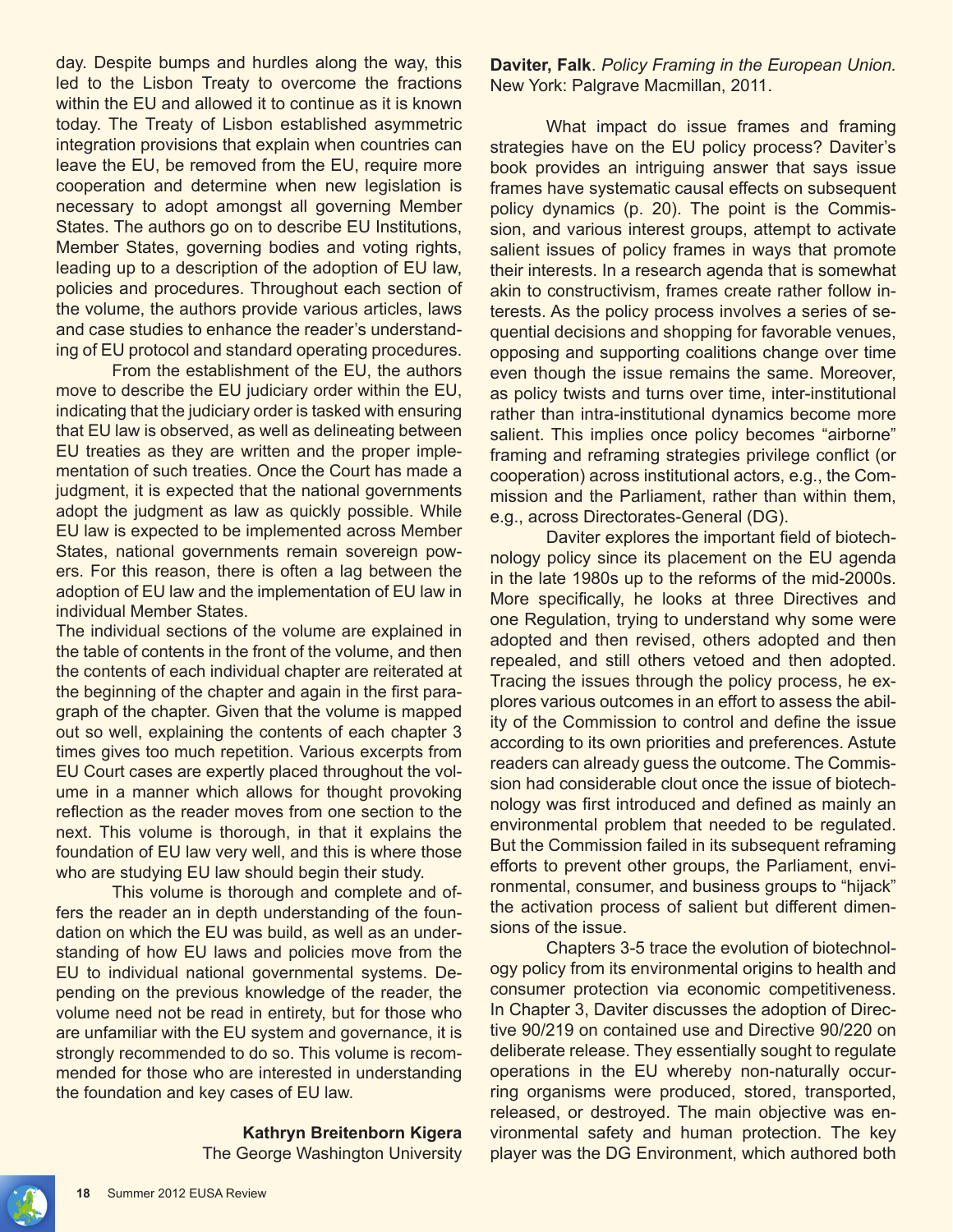day. Despite bumps and hurdles along the way, this led to the Lisbon Treaty to overcome the fractions within the EU and allowed it to continue as it is known today. The Treaty of Lisbon established asymmetric integration provisions that explain when countries can leave the EU, be removed from the EU, require more cooperation and determine when new legislation is necessary to adopt amongst all governing Member States. The authors go on to describe EU Institutions, Member States, governing bodies and voting rights, leading up to a description of the adoption of EU law, policies and procedures. Throughout each section of the volume, the authors provide various articles, laws and case studies to enhance the reader's understanding of EU protocol and standard operating procedures.

From the establishment of the EU, the authors move to describe the EU judiciary order within the EU, indicating that the judiciary order is tasked with ensuring that EU law is observed, as well as delineating between EU treaties as they are written and the proper implementation of such treaties. Once the Court has made a judgment, it is expected that the national governments adopt the judgment as law as quickly possible. While EU law is expected to be implemented across Member States, national governments remain sovereign powers. For this reason, there is often a lag between the adoption of EU law and the implementation of EU law in individual Member States.

The individual sections of the volume are explained in the table of contents in the front of the volume, and then the contents of each individual chapter are reiterated at the beginning of the chapter and again in the first paragraph of the chapter. Given that the volume is mapped out so well, explaining the contents of each chapter 3 times gives too much repetition. Various excerpts from EU Court cases are expertly placed throughout the volume in a manner which allows for thought provoking reflection as the reader moves from one section to the next. This volume is thorough, in that it explains the foundation of EU law very well, and this is where those who are studying EU law should begin their study.

This volume is thorough and complete and offers the reader an in depth understanding of the foundation on which the EU was build, as well as an understanding of how EU laws and policies move from the EU to individual national governmental systems. Depending on the previous knowledge of the reader, the volume need not be read in entirety, but for those who are unfamiliar with the EU system and governance, it is strongly recommended to do so. This volume is recommended for those who are interested in understanding the foundation and key cases of EU law.

**Kathryn Breitenborn Kigera**
The George Washington University

**Daviter, Falk**. *Policy Framing in the European Union.* New York: Palgrave Macmillan, 2011.

What impact do issue frames and framing strategies have on the EU policy process? Daviter's book provides an intriguing answer that says issue frames have systematic causal effects on subsequent policy dynamics (p. 20). The point is the Commission, and various interest groups, attempt to activate salient issues of policy frames in ways that promote their interests. In a research agenda that is somewhat akin to constructivism, frames create rather follow interests. As the policy process involves a series of sequential decisions and shopping for favorable venues, opposing and supporting coalitions change over time even though the issue remains the same. Moreover, as policy twists and turns over time, inter-institutional rather than intra-institutional dynamics become more salient. This implies once policy becomes "airborne" framing and reframing strategies privilege conflict (or cooperation) across institutional actors, e.g., the Commission and the Parliament, rather than within them, e.g., across Directorates-General (DG).

Daviter explores the important field of biotechnology policy since its placement on the EU agenda in the late 1980s up to the reforms of the mid-2000s. More specifically, he looks at three Directives and one Regulation, trying to understand why some were adopted and then revised, others adopted and then repealed, and still others vetoed and then adopted. Tracing the issues through the policy process, he explores various outcomes in an effort to assess the ability of the Commission to control and define the issue according to its own priorities and preferences. Astute readers can already guess the outcome. The Commission had considerable clout once the issue of biotechnology was first introduced and defined as mainly an environmental problem that needed to be regulated. But the Commission failed in its subsequent reframing efforts to prevent other groups, the Parliament, environmental, consumer, and business groups to "hijack" the activation process of salient but different dimensions of the issue.

Chapters 3-5 trace the evolution of biotechnology policy from its environmental origins to health and consumer protection via economic competitiveness. In Chapter 3, Daviter discusses the adoption of Directive 90/219 on contained use and Directive 90/220 on deliberate release. They essentially sought to regulate operations in the EU whereby non-naturally occurring organisms were produced, stored, transported, released, or destroyed. The main objective was environmental safety and human protection. The key player was the DG Environment, which authored both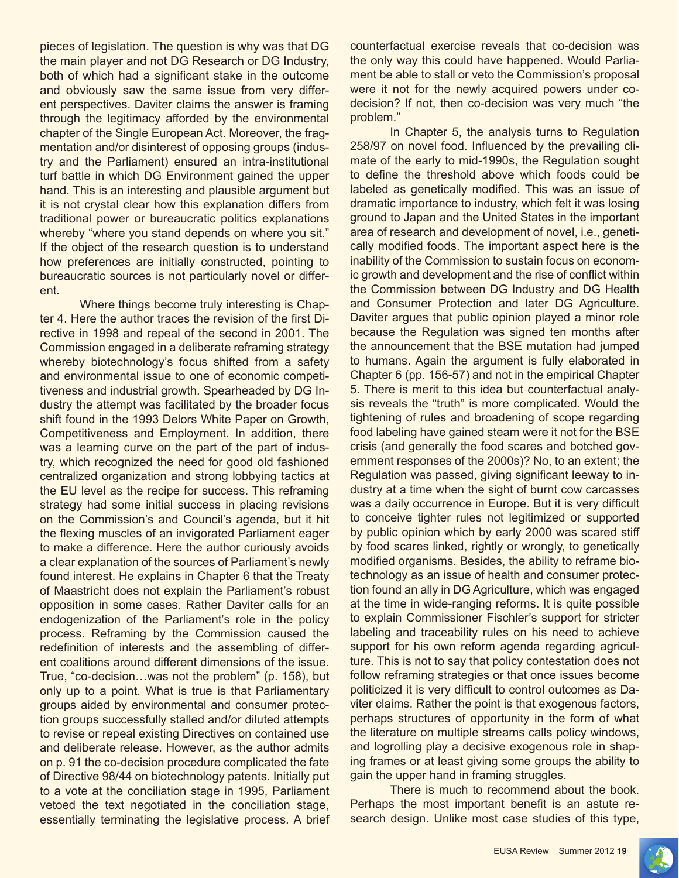pieces of legislation. The question is why was that DG the main player and not DG Research or DG Industry, both of which had a significant stake in the outcome and obviously saw the same issue from very different perspectives. Daviter claims the answer is framing through the legitimacy afforded by the environmental chapter of the Single European Act. Moreover, the fragmentation and/or disinterest of opposing groups (industry and the Parliament) ensured an intra-institutional turf battle in which DG Environment gained the upper hand. This is an interesting and plausible argument but it is not crystal clear how this explanation differs from traditional power or bureaucratic politics explanations whereby "where you stand depends on where you sit." If the object of the research question is to understand how preferences are initially constructed, pointing to bureaucratic sources is not particularly novel or different.

Where things become truly interesting is Chapter 4. Here the author traces the revision of the first Directive in 1998 and repeal of the second in 2001. The Commission engaged in a deliberate reframing strategy whereby biotechnology's focus shifted from a safety and environmental issue to one of economic competitiveness and industrial growth. Spearheaded by DG Industry the attempt was facilitated by the broader focus shift found in the 1993 Delors White Paper on Growth, Competitiveness and Employment. In addition, there was a learning curve on the part of the part of industry, which recognized the need for good old fashioned centralized organization and strong lobbying tactics at the EU level as the recipe for success. This reframing strategy had some initial success in placing revisions on the Commission's and Council's agenda, but it hit the flexing muscles of an invigorated Parliament eager to make a difference. Here the author curiously avoids a clear explanation of the sources of Parliament's newly found interest. He explains in Chapter 6 that the Treaty of Maastricht does not explain the Parliament's robust opposition in some cases. Rather Daviter calls for an endogenization of the Parliament's role in the policy process. Reframing by the Commission caused the redefinition of interests and the assembling of different coalitions around different dimensions of the issue. True, "co-decision…was not the problem" (p. 158), but only up to a point. What is true is that Parliamentary groups aided by environmental and consumer protection groups successfully stalled and/or diluted attempts to revise or repeal existing Directives on contained use and deliberate release. However, as the author admits on p. 91 the co-decision procedure complicated the fate of Directive 98/44 on biotechnology patents. Initially put to a vote at the conciliation stage in 1995, Parliament vetoed the text negotiated in the conciliation stage, essentially terminating the legislative process. A brief counterfactual exercise reveals that co-decision was the only way this could have happened. Would Parliament be able to stall or veto the Commission's proposal were it not for the newly acquired powers under co-decision? If not, then co-decision was very much "the problem."

In Chapter 5, the analysis turns to Regulation 258/97 on novel food. Influenced by the prevailing climate of the early to mid-1990s, the Regulation sought to define the threshold above which foods could be labeled as genetically modified. This was an issue of dramatic importance to industry, which felt it was losing ground to Japan and the United States in the important area of research and development of novel, i.e., genetically modified foods. The important aspect here is the inability of the Commission to sustain focus on economic growth and development and the rise of conflict within the Commission between DG Industry and DG Health and Consumer Protection and later DG Agriculture. Daviter argues that public opinion played a minor role because the Regulation was signed ten months after the announcement that the BSE mutation had jumped to humans. Again the argument is fully elaborated in Chapter 6 (pp. 156-57) and not in the empirical Chapter 5. There is merit to this idea but counterfactual analysis reveals the "truth" is more complicated. Would the tightening of rules and broadening of scope regarding food labeling have gained steam were it not for the BSE crisis (and generally the food scares and botched government responses of the 2000s)? No, to an extent; the Regulation was passed, giving significant leeway to industry at a time when the sight of burnt cow carcasses was a daily occurrence in Europe. But it is very difficult to conceive tighter rules not legitimized or supported by public opinion which by early 2000 was scared stiff by food scares linked, rightly or wrongly, to genetically modified organisms. Besides, the ability to reframe biotechnology as an issue of health and consumer protection found an ally in DG Agriculture, which was engaged at the time in wide-ranging reforms. It is quite possible to explain Commissioner Fischler's support for stricter labeling and traceability rules on his need to achieve support for his own reform agenda regarding agriculture. This is not to say that policy contestation does not follow reframing strategies or that once issues become politicized it is very difficult to control outcomes as Daviter claims. Rather the point is that exogenous factors, perhaps structures of opportunity in the form of what the literature on multiple streams calls policy windows, and logrolling play a decisive exogenous role in shaping frames or at least giving some groups the ability to gain the upper hand in framing struggles.

There is much to recommend about the book. Perhaps the most important benefit is an astute research design. Unlike most case studies of this type,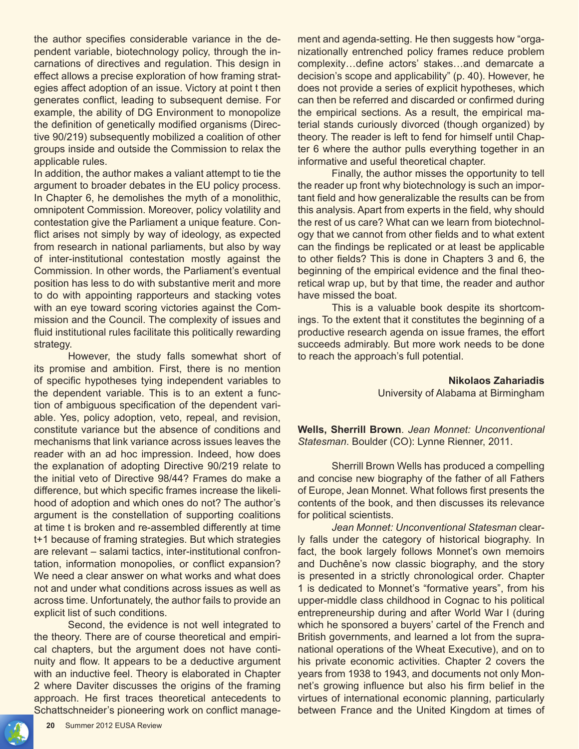the author specifies considerable variance in the dependent variable, biotechnology policy, through the incarnations of directives and regulation. This design in effect allows a precise exploration of how framing strategies affect adoption of an issue. Victory at point t then generates conflict, leading to subsequent demise. For example, the ability of DG Environment to monopolize the definition of genetically modified organisms (Directive 90/219) subsequently mobilized a coalition of other groups inside and outside the Commission to relax the applicable rules.

In addition, the author makes a valiant attempt to tie the argument to broader debates in the EU policy process. In Chapter 6, he demolishes the myth of a monolithic, omnipotent Commission. Moreover, policy volatility and contestation give the Parliament a unique feature. Conflict arises not simply by way of ideology, as expected from research in national parliaments, but also by way of inter-institutional contestation mostly against the Commission. In other words, the Parliament's eventual position has less to do with substantive merit and more to do with appointing rapporteurs and stacking votes with an eye toward scoring victories against the Commission and the Council. The complexity of issues and fluid institutional rules facilitate this politically rewarding strategy.

However, the study falls somewhat short of its promise and ambition. First, there is no mention of specific hypotheses tying independent variables to the dependent variable. This is to an extent a function of ambiguous specification of the dependent variable. Yes, policy adoption, veto, repeal, and revision, constitute variance but the absence of conditions and mechanisms that link variance across issues leaves the reader with an ad hoc impression. Indeed, how does the explanation of adopting Directive 90/219 relate to the initial veto of Directive 98/44? Frames do make a difference, but which specific frames increase the likelihood of adoption and which ones do not? The author's argument is the constellation of supporting coalitions at time t is broken and re-assembled differently at time t+1 because of framing strategies. But which strategies are relevant – salami tactics, inter-institutional confrontation, information monopolies, or conflict expansion? We need a clear answer on what works and what does not and under what conditions across issues as well as across time. Unfortunately, the author fails to provide an explicit list of such conditions.

Second, the evidence is not well integrated to the theory. There are of course theoretical and empirical chapters, but the argument does not have continuity and flow. It appears to be a deductive argument with an inductive feel. Theory is elaborated in Chapter 2 where Daviter discusses the origins of the framing approach. He first traces theoretical antecedents to Schattschneider's pioneering work on conflict management and agenda-setting. He then suggests how "organizationally entrenched policy frames reduce problem complexity…define actors' stakes…and demarcate a decision's scope and applicability" (p. 40). However, he does not provide a series of explicit hypotheses, which can then be referred and discarded or confirmed during the empirical sections. As a result, the empirical material stands curiously divorced (though organized) by theory. The reader is left to fend for himself until Chapter 6 where the author pulls everything together in an informative and useful theoretical chapter.

Finally, the author misses the opportunity to tell the reader up front why biotechnology is such an important field and how generalizable the results can be from this analysis. Apart from experts in the field, why should the rest of us care? What can we learn from biotechnology that we cannot from other fields and to what extent can the findings be replicated or at least be applicable to other fields? This is done in Chapters 3 and 6, the beginning of the empirical evidence and the final theoretical wrap up, but by that time, the reader and author have missed the boat.

This is a valuable book despite its shortcomings. To the extent that it constitutes the beginning of a productive research agenda on issue frames, the effort succeeds admirably. But more work needs to be done to reach the approach's full potential.

**Nikolaos Zahariadis**
University of Alabama at Birmingham

**Wells, Sherrill Brown**. *Jean Monnet: Unconventional Statesman*. Boulder (CO): Lynne Rienner, 2011.

Sherrill Brown Wells has produced a compelling and concise new biography of the father of all Fathers of Europe, Jean Monnet. What follows first presents the contents of the book, and then discusses its relevance for political scientists.

*Jean Monnet: Unconventional Statesman* clearly falls under the category of historical biography. In fact, the book largely follows Monnet's own memoirs and Duchêne's now classic biography, and the story is presented in a strictly chronological order. Chapter 1 is dedicated to Monnet's "formative years", from his upper-middle class childhood in Cognac to his political entrepreneurship during and after World War I (during which he sponsored a buyers' cartel of the French and British governments, and learned a lot from the supranational operations of the Wheat Executive), and on to his private economic activities. Chapter 2 covers the years from 1938 to 1943, and documents not only Monnet's growing influence but also his firm belief in the virtues of international economic planning, particularly between France and the United Kingdom at times of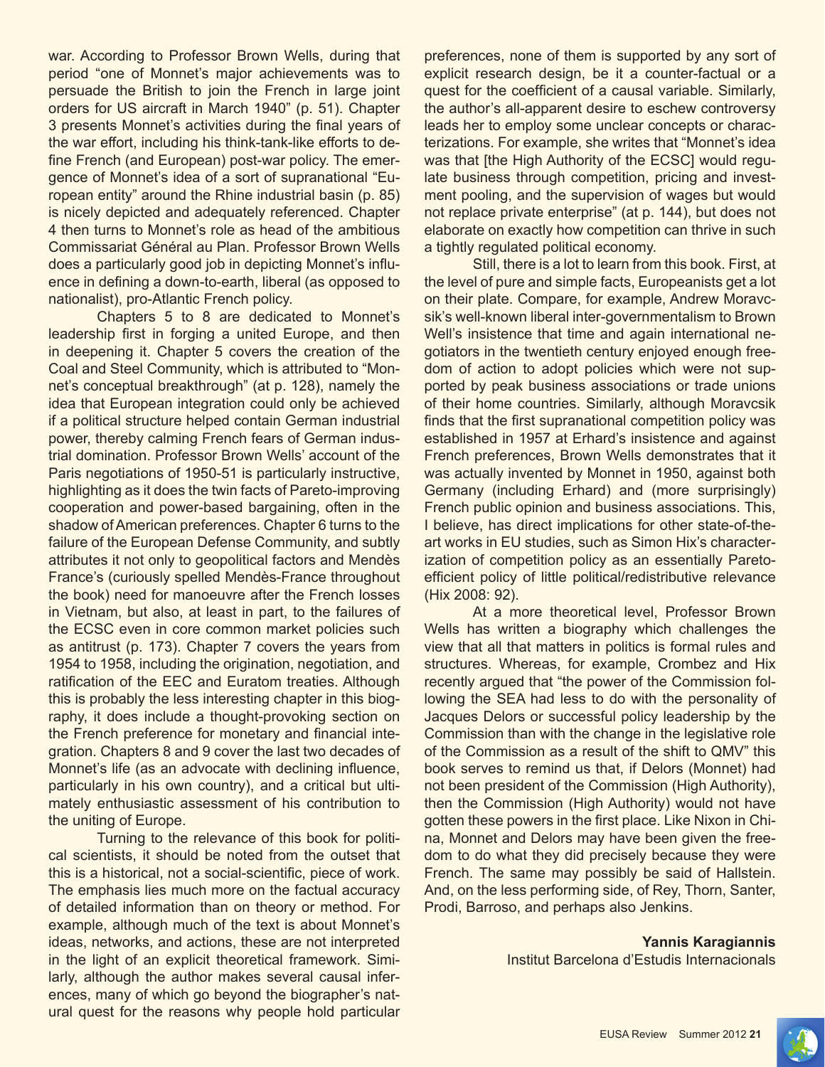war. According to Professor Brown Wells, during that period "one of Monnet's major achievements was to persuade the British to join the French in large joint orders for US aircraft in March 1940" (p. 51). Chapter 3 presents Monnet's activities during the final years of the war effort, including his think-tank-like efforts to define French (and European) post-war policy. The emergence of Monnet's idea of a sort of supranational "European entity" around the Rhine industrial basin (p. 85) is nicely depicted and adequately referenced. Chapter 4 then turns to Monnet's role as head of the ambitious Commissariat Général au Plan. Professor Brown Wells does a particularly good job in depicting Monnet's influence in defining a down-to-earth, liberal (as opposed to nationalist), pro-Atlantic French policy.

Chapters 5 to 8 are dedicated to Monnet's leadership first in forging a united Europe, and then in deepening it. Chapter 5 covers the creation of the Coal and Steel Community, which is attributed to "Monnet's conceptual breakthrough" (at p. 128), namely the idea that European integration could only be achieved if a political structure helped contain German industrial power, thereby calming French fears of German industrial domination. Professor Brown Wells' account of the Paris negotiations of 1950-51 is particularly instructive, highlighting as it does the twin facts of Pareto-improving cooperation and power-based bargaining, often in the shadow of American preferences. Chapter 6 turns to the failure of the European Defense Community, and subtly attributes it not only to geopolitical factors and Mendès France's (curiously spelled Mendès-France throughout the book) need for manoeuvre after the French losses in Vietnam, but also, at least in part, to the failures of the ECSC even in core common market policies such as antitrust (p. 173). Chapter 7 covers the years from 1954 to 1958, including the origination, negotiation, and ratification of the EEC and Euratom treaties. Although this is probably the less interesting chapter in this biography, it does include a thought-provoking section on the French preference for monetary and financial integration. Chapters 8 and 9 cover the last two decades of Monnet's life (as an advocate with declining influence, particularly in his own country), and a critical but ultimately enthusiastic assessment of his contribution to the uniting of Europe.

Turning to the relevance of this book for political scientists, it should be noted from the outset that this is a historical, not a social-scientific, piece of work. The emphasis lies much more on the factual accuracy of detailed information than on theory or method. For example, although much of the text is about Monnet's ideas, networks, and actions, these are not interpreted in the light of an explicit theoretical framework. Similarly, although the author makes several causal inferences, many of which go beyond the biographer's natural quest for the reasons why people hold particular preferences, none of them is supported by any sort of explicit research design, be it a counter-factual or a quest for the coefficient of a causal variable. Similarly, the author's all-apparent desire to eschew controversy leads her to employ some unclear concepts or characterizations. For example, she writes that "Monnet's idea was that [the High Authority of the ECSC] would regulate business through competition, pricing and investment pooling, and the supervision of wages but would not replace private enterprise" (at p. 144), but does not elaborate on exactly how competition can thrive in such a tightly regulated political economy.

Still, there is a lot to learn from this book. First, at the level of pure and simple facts, Europeanists get a lot on their plate. Compare, for example, Andrew Moravcsik's well-known liberal inter-governmentalism to Brown Well's insistence that time and again international negotiators in the twentieth century enjoyed enough freedom of action to adopt policies which were not supported by peak business associations or trade unions of their home countries. Similarly, although Moravcsik finds that the first supranational competition policy was established in 1957 at Erhard's insistence and against French preferences, Brown Wells demonstrates that it was actually invented by Monnet in 1950, against both Germany (including Erhard) and (more surprisingly) French public opinion and business associations. This, I believe, has direct implications for other state-of-the-art works in EU studies, such as Simon Hix's characterization of competition policy as an essentially Pareto-efficient policy of little political/redistributive relevance (Hix 2008: 92).

At a more theoretical level, Professor Brown Wells has written a biography which challenges the view that all that matters in politics is formal rules and structures. Whereas, for example, Crombez and Hix recently argued that "the power of the Commission following the SEA had less to do with the personality of Jacques Delors or successful policy leadership by the Commission than with the change in the legislative role of the Commission as a result of the shift to QMV" this book serves to remind us that, if Delors (Monnet) had not been president of the Commission (High Authority), then the Commission (High Authority) would not have gotten these powers in the first place. Like Nixon in China, Monnet and Delors may have been given the freedom to do what they did precisely because they were French. The same may possibly be said of Hallstein. And, on the less performing side, of Rey, Thorn, Santer, Prodi, Barroso, and perhaps also Jenkins.

**Yannis Karagiannis**
Institut Barcelona d'Estudis Internacionals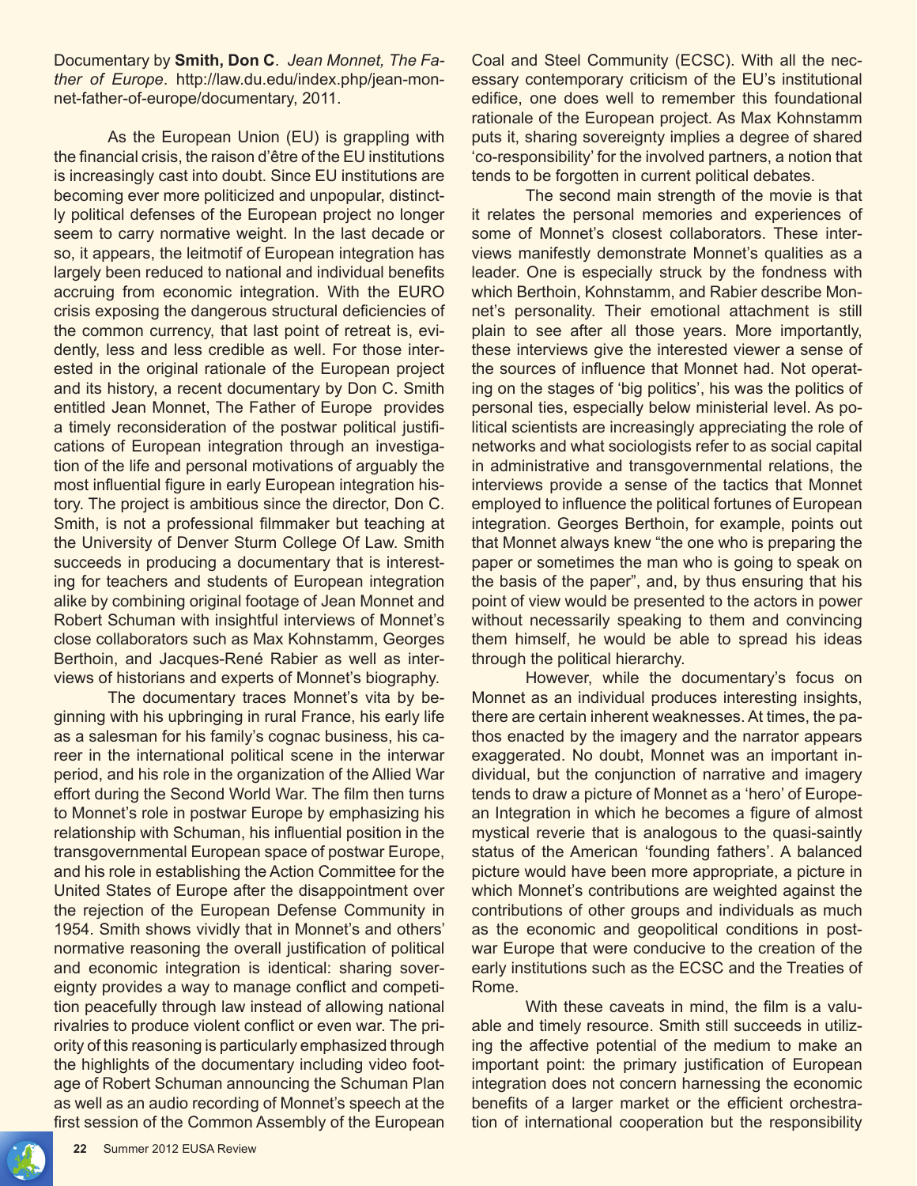Documentary by **Smith, Don C**. *Jean Monnet, The Father of Europe*. http://law.du.edu/index.php/jean-monnet-father-of-europe/documentary, 2011.

As the European Union (EU) is grappling with the financial crisis, the raison d'être of the EU institutions is increasingly cast into doubt. Since EU institutions are becoming ever more politicized and unpopular, distinctly political defenses of the European project no longer seem to carry normative weight. In the last decade or so, it appears, the leitmotif of European integration has largely been reduced to national and individual benefits accruing from economic integration. With the EURO crisis exposing the dangerous structural deficiencies of the common currency, that last point of retreat is, evidently, less and less credible as well. For those interested in the original rationale of the European project and its history, a recent documentary by Don C. Smith entitled Jean Monnet, The Father of Europe provides a timely reconsideration of the postwar political justifications of European integration through an investigation of the life and personal motivations of arguably the most influential figure in early European integration history. The project is ambitious since the director, Don C. Smith, is not a professional filmmaker but teaching at the University of Denver Sturm College Of Law. Smith succeeds in producing a documentary that is interesting for teachers and students of European integration alike by combining original footage of Jean Monnet and Robert Schuman with insightful interviews of Monnet's close collaborators such as Max Kohnstamm, Georges Berthoin, and Jacques-René Rabier as well as interviews of historians and experts of Monnet's biography.

The documentary traces Monnet's vita by beginning with his upbringing in rural France, his early life as a salesman for his family's cognac business, his career in the international political scene in the interwar period, and his role in the organization of the Allied War effort during the Second World War. The film then turns to Monnet's role in postwar Europe by emphasizing his relationship with Schuman, his influential position in the transgovernmental European space of postwar Europe, and his role in establishing the Action Committee for the United States of Europe after the disappointment over the rejection of the European Defense Community in 1954. Smith shows vividly that in Monnet's and others' normative reasoning the overall justification of political and economic integration is identical: sharing sovereignty provides a way to manage conflict and competition peacefully through law instead of allowing national rivalries to produce violent conflict or even war. The priority of this reasoning is particularly emphasized through the highlights of the documentary including video footage of Robert Schuman announcing the Schuman Plan as well as an audio recording of Monnet's speech at the first session of the Common Assembly of the European Coal and Steel Community (ECSC). With all the necessary contemporary criticism of the EU's institutional edifice, one does well to remember this foundational rationale of the European project. As Max Kohnstamm puts it, sharing sovereignty implies a degree of shared 'co-responsibility' for the involved partners, a notion that tends to be forgotten in current political debates.

The second main strength of the movie is that it relates the personal memories and experiences of some of Monnet's closest collaborators. These interviews manifestly demonstrate Monnet's qualities as a leader. One is especially struck by the fondness with which Berthoin, Kohnstamm, and Rabier describe Monnet's personality. Their emotional attachment is still plain to see after all those years. More importantly, these interviews give the interested viewer a sense of the sources of influence that Monnet had. Not operating on the stages of 'big politics', his was the politics of personal ties, especially below ministerial level. As political scientists are increasingly appreciating the role of networks and what sociologists refer to as social capital in administrative and transgovernmental relations, the interviews provide a sense of the tactics that Monnet employed to influence the political fortunes of European integration. Georges Berthoin, for example, points out that Monnet always knew "the one who is preparing the paper or sometimes the man who is going to speak on the basis of the paper", and, by thus ensuring that his point of view would be presented to the actors in power without necessarily speaking to them and convincing them himself, he would be able to spread his ideas through the political hierarchy.

However, while the documentary's focus on Monnet as an individual produces interesting insights, there are certain inherent weaknesses. At times, the pathos enacted by the imagery and the narrator appears exaggerated. No doubt, Monnet was an important individual, but the conjunction of narrative and imagery tends to draw a picture of Monnet as a 'hero' of European Integration in which he becomes a figure of almost mystical reverie that is analogous to the quasi-saintly status of the American 'founding fathers'. A balanced picture would have been more appropriate, a picture in which Monnet's contributions are weighted against the contributions of other groups and individuals as much as the economic and geopolitical conditions in postwar Europe that were conducive to the creation of the early institutions such as the ECSC and the Treaties of Rome.

With these caveats in mind, the film is a valuable and timely resource. Smith still succeeds in utilizing the affective potential of the medium to make an important point: the primary justification of European integration does not concern harnessing the economic benefits of a larger market or the efficient orchestration of international cooperation but the responsibility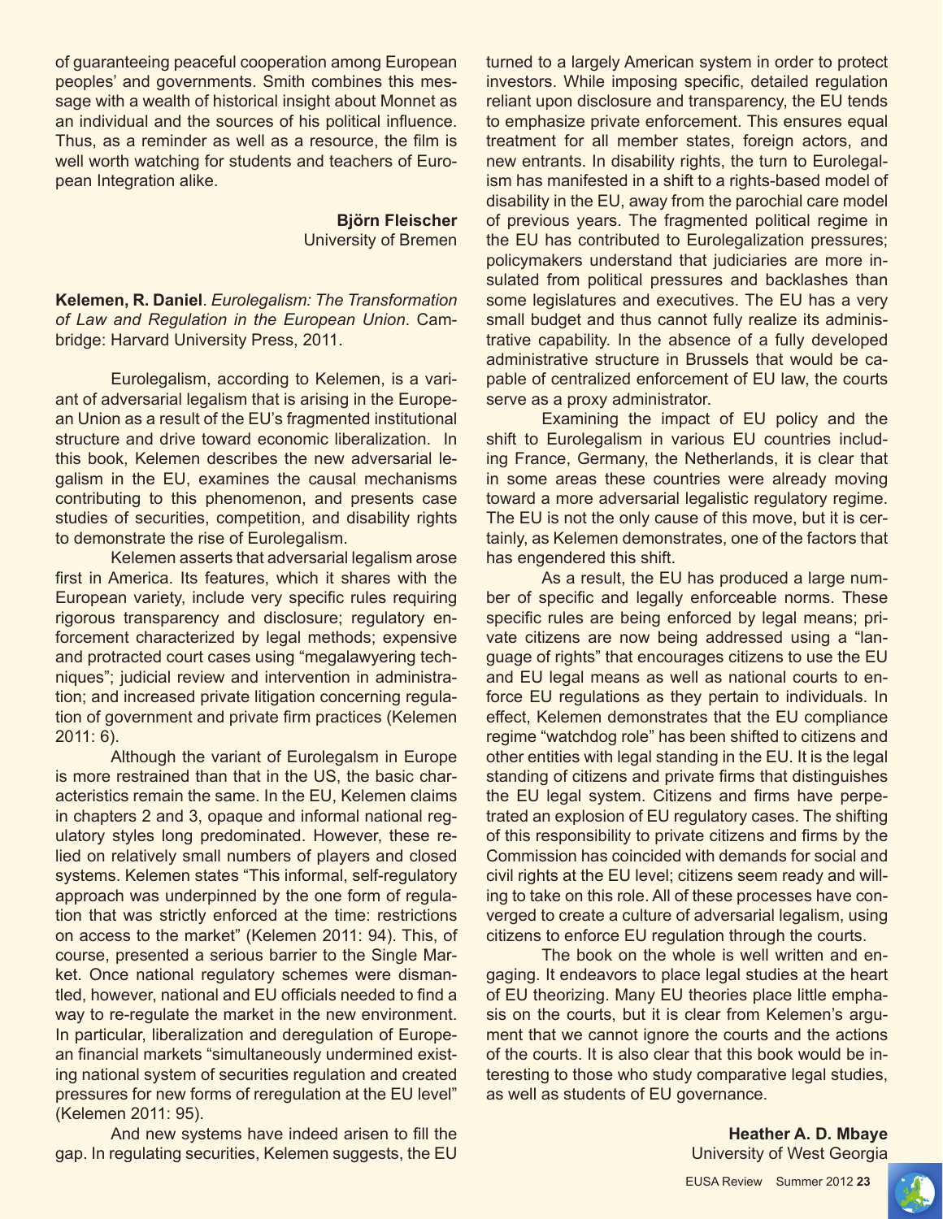of guaranteeing peaceful cooperation among European peoples' and governments. Smith combines this message with a wealth of historical insight about Monnet as an individual and the sources of his political influence. Thus, as a reminder as well as a resource, the film is well worth watching for students and teachers of European Integration alike.

**Björn Fleischer**
University of Bremen

**Kelemen, R. Daniel**. *Eurolegalism: The Transformation of Law and Regulation in the European Union*. Cambridge: Harvard University Press, 2011.

Eurolegalism, according to Kelemen, is a variant of adversarial legalism that is arising in the European Union as a result of the EU's fragmented institutional structure and drive toward economic liberalization. In this book, Kelemen describes the new adversarial legalism in the EU, examines the causal mechanisms contributing to this phenomenon, and presents case studies of securities, competition, and disability rights to demonstrate the rise of Eurolegalism.

Kelemen asserts that adversarial legalism arose first in America. Its features, which it shares with the European variety, include very specific rules requiring rigorous transparency and disclosure; regulatory enforcement characterized by legal methods; expensive and protracted court cases using "megalawyering techniques"; judicial review and intervention in administration; and increased private litigation concerning regulation of government and private firm practices (Kelemen 2011: 6).

Although the variant of Eurolegalsm in Europe is more restrained than that in the US, the basic characteristics remain the same. In the EU, Kelemen claims in chapters 2 and 3, opaque and informal national regulatory styles long predominated. However, these relied on relatively small numbers of players and closed systems. Kelemen states "This informal, self-regulatory approach was underpinned by the one form of regulation that was strictly enforced at the time: restrictions on access to the market" (Kelemen 2011: 94). This, of course, presented a serious barrier to the Single Market. Once national regulatory schemes were dismantled, however, national and EU officials needed to find a way to re-regulate the market in the new environment. In particular, liberalization and deregulation of European financial markets "simultaneously undermined existing national system of securities regulation and created pressures for new forms of reregulation at the EU level" (Kelemen 2011: 95).

And new systems have indeed arisen to fill the gap. In regulating securities, Kelemen suggests, the EU turned to a largely American system in order to protect investors. While imposing specific, detailed regulation reliant upon disclosure and transparency, the EU tends to emphasize private enforcement. This ensures equal treatment for all member states, foreign actors, and new entrants. In disability rights, the turn to Eurolegalism has manifested in a shift to a rights-based model of disability in the EU, away from the parochial care model of previous years. The fragmented political regime in the EU has contributed to Eurolegalization pressures; policymakers understand that judiciaries are more insulated from political pressures and backlashes than some legislatures and executives. The EU has a very small budget and thus cannot fully realize its administrative capability. In the absence of a fully developed administrative structure in Brussels that would be capable of centralized enforcement of EU law, the courts serve as a proxy administrator.

Examining the impact of EU policy and the shift to Eurolegalism in various EU countries including France, Germany, the Netherlands, it is clear that in some areas these countries were already moving toward a more adversarial legalistic regulatory regime. The EU is not the only cause of this move, but it is certainly, as Kelemen demonstrates, one of the factors that has engendered this shift.

As a result, the EU has produced a large number of specific and legally enforceable norms. These specific rules are being enforced by legal means; private citizens are now being addressed using a "language of rights" that encourages citizens to use the EU and EU legal means as well as national courts to enforce EU regulations as they pertain to individuals. In effect, Kelemen demonstrates that the EU compliance regime "watchdog role" has been shifted to citizens and other entities with legal standing in the EU. It is the legal standing of citizens and private firms that distinguishes the EU legal system. Citizens and firms have perpetrated an explosion of EU regulatory cases. The shifting of this responsibility to private citizens and firms by the Commission has coincided with demands for social and civil rights at the EU level; citizens seem ready and willing to take on this role. All of these processes have converged to create a culture of adversarial legalism, using citizens to enforce EU regulation through the courts.

The book on the whole is well written and engaging. It endeavors to place legal studies at the heart of EU theorizing. Many EU theories place little emphasis on the courts, but it is clear from Kelemen's argument that we cannot ignore the courts and the actions of the courts. It is also clear that this book would be interesting to those who study comparative legal studies, as well as students of EU governance.

**Heather A. D. Mbaye**
University of West Georgia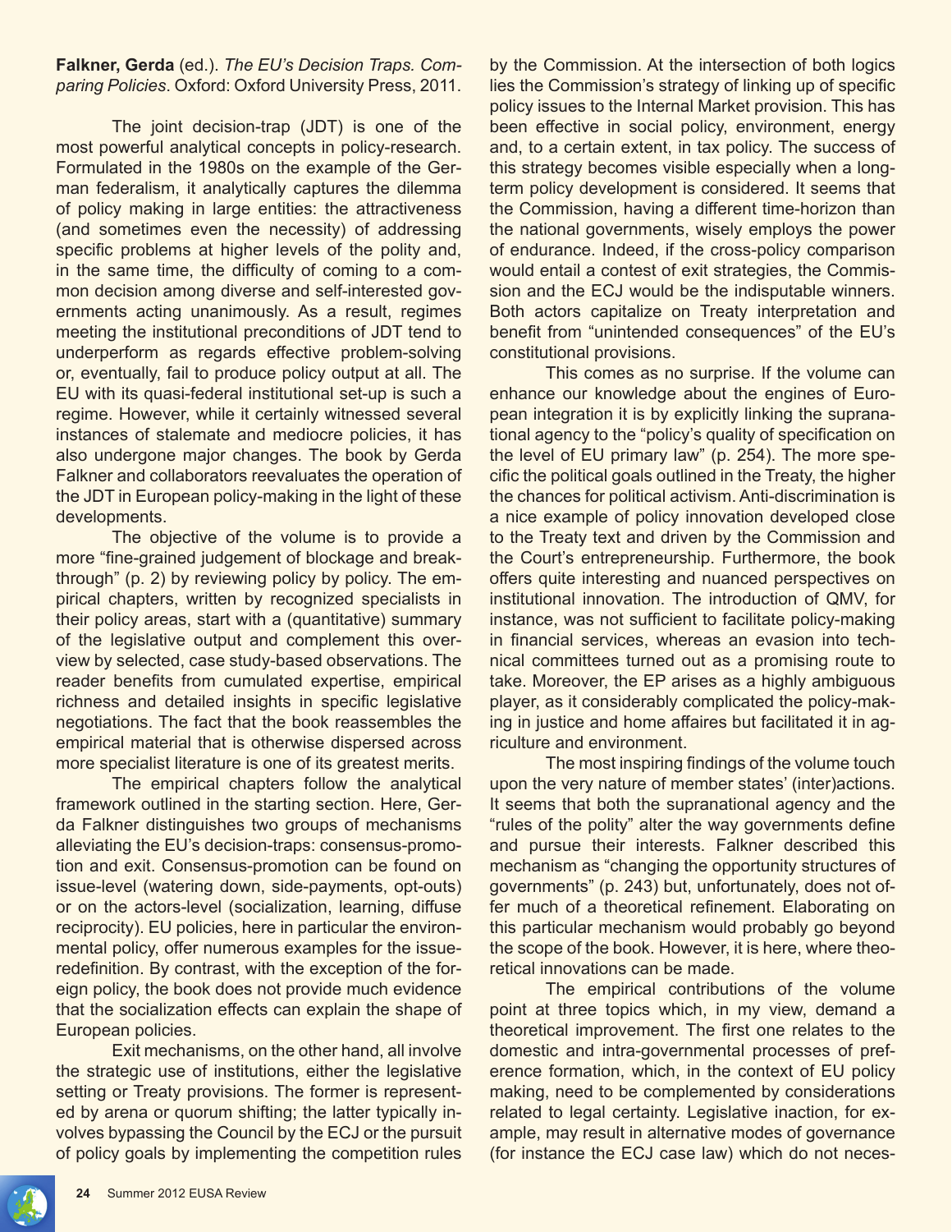**Falkner, Gerda** (ed.). *The EU's Decision Traps. Comparing Policies*. Oxford: Oxford University Press, 2011.

The joint decision-trap (JDT) is one of the most powerful analytical concepts in policy-research. Formulated in the 1980s on the example of the German federalism, it analytically captures the dilemma of policy making in large entities: the attractiveness (and sometimes even the necessity) of addressing specific problems at higher levels of the polity and, in the same time, the difficulty of coming to a common decision among diverse and self-interested governments acting unanimously. As a result, regimes meeting the institutional preconditions of JDT tend to underperform as regards effective problem-solving or, eventually, fail to produce policy output at all. The EU with its quasi-federal institutional set-up is such a regime. However, while it certainly witnessed several instances of stalemate and mediocre policies, it has also undergone major changes. The book by Gerda Falkner and collaborators reevaluates the operation of the JDT in European policy-making in the light of these developments.

The objective of the volume is to provide a more "fine-grained judgement of blockage and breakthrough" (p. 2) by reviewing policy by policy. The empirical chapters, written by recognized specialists in their policy areas, start with a (quantitative) summary of the legislative output and complement this overview by selected, case study-based observations. The reader benefits from cumulated expertise, empirical richness and detailed insights in specific legislative negotiations. The fact that the book reassembles the empirical material that is otherwise dispersed across more specialist literature is one of its greatest merits.

The empirical chapters follow the analytical framework outlined in the starting section. Here, Gerda Falkner distinguishes two groups of mechanisms alleviating the EU's decision-traps: consensus-promotion and exit. Consensus-promotion can be found on issue-level (watering down, side-payments, opt-outs) or on the actors-level (socialization, learning, diffuse reciprocity). EU policies, here in particular the environmental policy, offer numerous examples for the issue-redefinition. By contrast, with the exception of the foreign policy, the book does not provide much evidence that the socialization effects can explain the shape of European policies.

Exit mechanisms, on the other hand, all involve the strategic use of institutions, either the legislative setting or Treaty provisions. The former is represented by arena or quorum shifting; the latter typically involves bypassing the Council by the ECJ or the pursuit of policy goals by implementing the competition rules by the Commission. At the intersection of both logics lies the Commission's strategy of linking up of specific policy issues to the Internal Market provision. This has been effective in social policy, environment, energy and, to a certain extent, in tax policy. The success of this strategy becomes visible especially when a long-term policy development is considered. It seems that the Commission, having a different time-horizon than the national governments, wisely employs the power of endurance. Indeed, if the cross-policy comparison would entail a contest of exit strategies, the Commission and the ECJ would be the indisputable winners. Both actors capitalize on Treaty interpretation and benefit from "unintended consequences" of the EU's constitutional provisions.

This comes as no surprise. If the volume can enhance our knowledge about the engines of European integration it is by explicitly linking the supranational agency to the "policy's quality of specification on the level of EU primary law" (p. 254). The more specific the political goals outlined in the Treaty, the higher the chances for political activism. Anti-discrimination is a nice example of policy innovation developed close to the Treaty text and driven by the Commission and the Court's entrepreneurship. Furthermore, the book offers quite interesting and nuanced perspectives on institutional innovation. The introduction of QMV, for instance, was not sufficient to facilitate policy-making in financial services, whereas an evasion into technical committees turned out as a promising route to take. Moreover, the EP arises as a highly ambiguous player, as it considerably complicated the policy-making in justice and home affaires but facilitated it in agriculture and environment.

The most inspiring findings of the volume touch upon the very nature of member states' (inter)actions. It seems that both the supranational agency and the "rules of the polity" alter the way governments define and pursue their interests. Falkner described this mechanism as "changing the opportunity structures of governments" (p. 243) but, unfortunately, does not offer much of a theoretical refinement. Elaborating on this particular mechanism would probably go beyond the scope of the book. However, it is here, where theoretical innovations can be made.

The empirical contributions of the volume point at three topics which, in my view, demand a theoretical improvement. The first one relates to the domestic and intra-governmental processes of preference formation, which, in the context of EU policy making, need to be complemented by considerations related to legal certainty. Legislative inaction, for example, may result in alternative modes of governance (for instance the ECJ case law) which do not neces-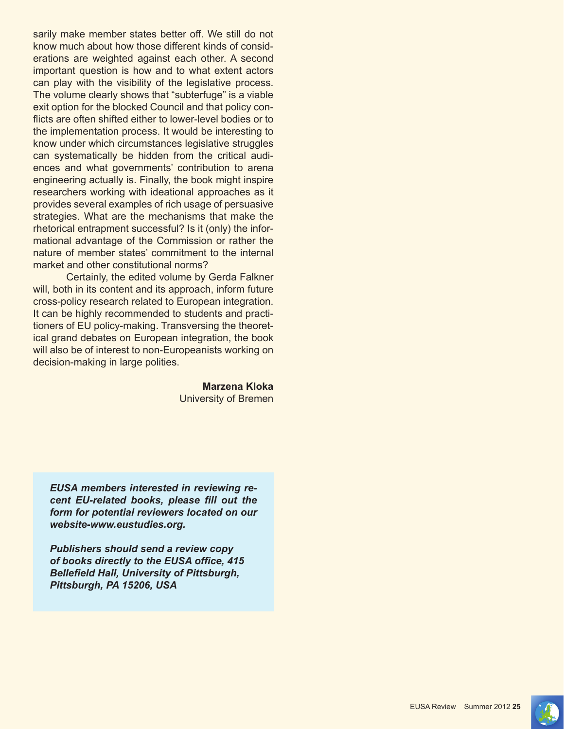sarily make member states better off. We still do not know much about how those different kinds of considerations are weighted against each other. A second important question is how and to what extent actors can play with the visibility of the legislative process. The volume clearly shows that "subterfuge" is a viable exit option for the blocked Council and that policy conflicts are often shifted either to lower-level bodies or to the implementation process. It would be interesting to know under which circumstances legislative struggles can systematically be hidden from the critical audiences and what governments' contribution to arena engineering actually is. Finally, the book might inspire researchers working with ideational approaches as it provides several examples of rich usage of persuasive strategies. What are the mechanisms that make the rhetorical entrapment successful? Is it (only) the informational advantage of the Commission or rather the nature of member states' commitment to the internal market and other constitutional norms?

Certainly, the edited volume by Gerda Falkner will, both in its content and its approach, inform future cross-policy research related to European integration. It can be highly recommended to students and practitioners of EU policy-making. Transversing the theoretical grand debates on European integration, the book will also be of interest to non-Europeanists working on decision-making in large polities.

**Marzena Kloka**
University of Bremen

***EUSA members interested in reviewing recent EU-related books, please fill out the form for potential reviewers located on our website-www.eustudies.org.***

***Publishers should send a review copy of books directly to the EUSA office, 415 Bellefield Hall, University of Pittsburgh, Pittsburgh, PA 15206, USA***